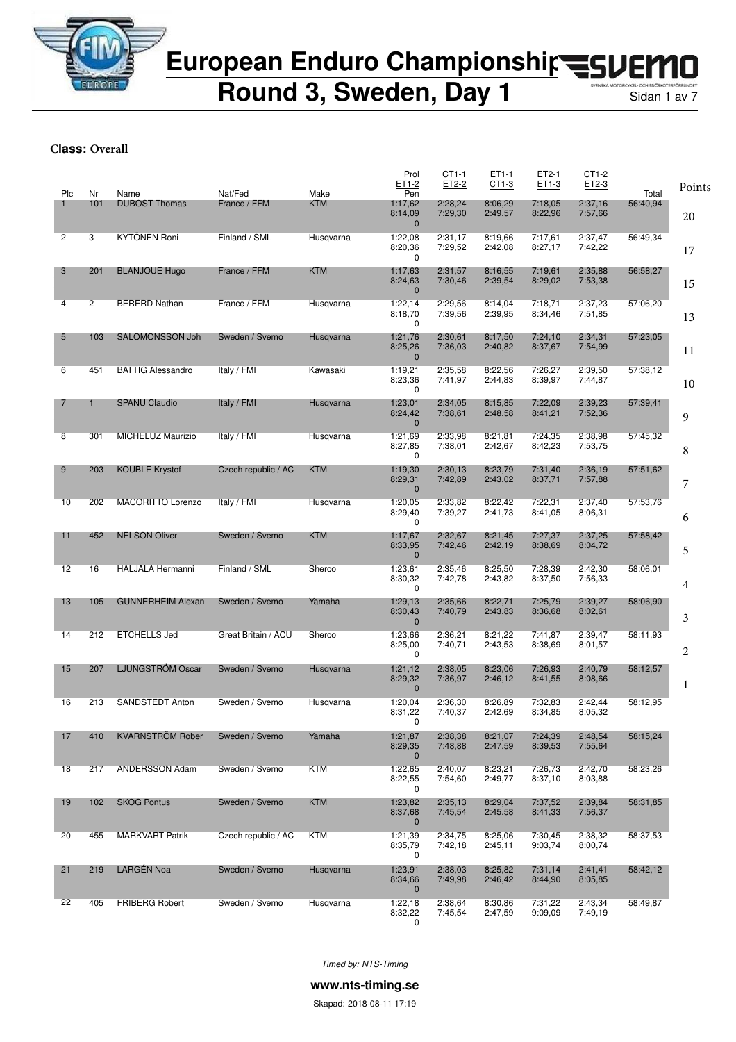# European Enduro Championship

## Round 3, Sweden, Day 1

**Class: Overall**

| Plc | Nr | Name | Nat/Fed | Make | Prol / ET1-2 / Pen | CT1-1 / ET2-2 | ET1-1 / CT1-3 | ET2-1 / ET1-3 | CT1-2 / ET2-3 | Total | Points |
|---|---|---|---|---|---|---|---|---|---|---|---|
| 1 | 101 | DUBOST Thomas | France / FFM | KTM | 1:17,62 / 8:14,09 / 0 | 2:28,24 / 7:29,30 | 8:06,29 / 2:49,57 | 7:18,05 / 8:22,96 | 2:37,16 / 7:57,66 | 56:40,94 | 20 |
| 2 | 3 | KYTÖNEN Roni | Finland / SML | Husqvarna | 1:22,08 / 8:20,36 / 0 | 2:31,17 / 7:29,52 | 8:19,66 / 2:42,08 | 7:17,61 / 8:27,17 | 2:37,47 / 7:42,22 | 56:49,34 | 17 |
| 3 | 201 | BLANJOUE Hugo | France / FFM | KTM | 1:17,63 / 8:24,63 / 0 | 2:31,57 / 7:30,46 | 8:16,55 / 2:39,54 | 7:19,61 / 8:29,02 | 2:35,88 / 7:53,38 | 56:58,27 | 15 |
| 4 | 2 | BERERD Nathan | France / FFM | Husqvarna | 1:22,14 / 8:18,70 / 0 | 2:29,56 / 7:39,56 | 8:14,04 / 2:39,95 | 7:18,71 / 8:34,46 | 2:37,23 / 7:51,85 | 57:06,20 | 13 |
| 5 | 103 | SALOMONSSON Joh | Sweden / Svemo | Husqvarna | 1:21,76 / 8:25,26 / 0 | 2:30,61 / 7:36,03 | 8:17,50 / 2:40,82 | 7:24,10 / 8:37,67 | 2:34,31 / 7:54,99 | 57:23,05 | 11 |
| 6 | 451 | BATTIG Alessandro | Italy / FMI | Kawasaki | 1:19,21 / 8:23,36 / 0 | 2:35,58 / 7:41,97 | 8:22,56 / 2:44,83 | 7:26,27 / 8:39,97 | 2:39,50 / 7:44,87 | 57:38,12 | 10 |
| 7 | 1 | SPANU Claudio | Italy / FMI | Husqvarna | 1:23,01 / 8:24,42 / 0 | 2:34,05 / 7:38,61 | 8:15,85 / 2:48,58 | 7:22,09 / 8:41,21 | 2:39,23 / 7:52,36 | 57:39,41 | 9 |
| 8 | 301 | MICHELUZ Maurizio | Italy / FMI | Husqvarna | 1:21,69 / 8:27,85 / 0 | 2:33,98 / 7:38,01 | 8:21,81 / 2:42,67 | 7:24,35 / 8:42,23 | 2:38,98 / 7:53,75 | 57:45,32 | 8 |
| 9 | 203 | KOUBLE Krystof | Czech republic / AC | KTM | 1:19,30 / 8:29,31 / 0 | 2:30,13 / 7:42,89 | 8:23,79 / 2:43,02 | 7:31,40 / 8:37,71 | 2:36,19 / 7:57,88 | 57:51,62 | 7 |
| 10 | 202 | MACORITTO Lorenzo | Italy / FMI | Husqvarna | 1:20,05 / 8:29,40 / 0 | 2:33,82 / 7:39,27 | 8:22,42 / 2:41,73 | 7:22,31 / 8:41,05 | 2:37,40 / 8:06,31 | 57:53,76 | 6 |
| 11 | 452 | NELSON Oliver | Sweden / Svemo | KTM | 1:17,67 / 8:33,95 / 0 | 2:32,67 / 7:42,46 | 8:21,45 / 2:42,19 | 7:27,37 / 8:38,69 | 2:37,25 / 8:04,72 | 57:58,42 | 5 |
| 12 | 16 | HALJALA Hermanni | Finland / SML | Sherco | 1:23,61 / 8:30,32 / 0 | 2:35,46 / 7:42,78 | 8:25,50 / 2:43,82 | 7:28,39 / 8:37,50 | 2:42,30 / 7:56,33 | 58:06,01 | 4 |
| 13 | 105 | GUNNERHEIM Alexan | Sweden / Svemo | Yamaha | 1:29,13 / 8:30,43 / 0 | 2:35,66 / 7:40,79 | 8:22,71 / 2:43,83 | 7:25,79 / 8:36,68 | 2:39,27 / 8:02,61 | 58:06,90 | 3 |
| 14 | 212 | ETCHELLS Jed | Great Britain / ACU | Sherco | 1:23,66 / 8:25,00 / 0 | 2:36,21 / 7:40,71 | 8:21,22 / 2:43,53 | 7:41,87 / 8:38,69 | 2:39,47 / 8:01,57 | 58:11,93 | 2 |
| 15 | 207 | LJUNGSTRÖM Oscar | Sweden / Svemo | Husqvarna | 1:21,12 / 8:29,32 / 0 | 2:38,05 / 7:36,97 | 8:23,06 / 2:46,12 | 7:26,93 / 8:41,55 | 2:40,79 / 8:08,66 | 58:12,57 | 1 |
| 16 | 213 | SANDSTEDT Anton | Sweden / Svemo | Husqvarna | 1:20,04 / 8:31,22 / 0 | 2:36,30 / 7:40,37 | 8:26,89 / 2:42,69 | 7:32,83 / 8:34,85 | 2:42,44 / 8:05,32 | 58:12,95 | |
| 17 | 410 | KVARNSTRÖM Rober | Sweden / Svemo | Yamaha | 1:21,87 / 8:29,35 / 0 | 2:38,38 / 7:48,88 | 8:21,07 / 2:47,59 | 7:24,39 / 8:39,53 | 2:48,54 / 7:55,64 | 58:15,24 | |
| 18 | 217 | ANDERSSON Adam | Sweden / Svemo | KTM | 1:22,65 / 8:22,55 / 0 | 2:40,07 / 7:54,60 | 8:23,21 / 2:49,77 | 7:26,73 / 8:37,10 | 2:42,70 / 8:03,88 | 58:23,26 | |
| 19 | 102 | SKOG Pontus | Sweden / Svemo | KTM | 1:23,82 / 8:37,68 / 0 | 2:35,13 / 7:45,54 | 8:29,04 / 2:45,58 | 7:37,52 / 8:41,33 | 2:39,84 / 7:56,37 | 58:31,85 | |
| 20 | 455 | MARKVART Patrik | Czech republic / AC | KTM | 1:21,39 / 8:35,79 / 0 | 2:34,75 / 7:42,18 | 8:25,06 / 2:45,11 | 7:30,45 / 9:03,74 | 2:38,32 / 8:00,74 | 58:37,53 | |
| 21 | 219 | LARGÉN Noa | Sweden / Svemo | Husqvarna | 1:23,91 / 8:34,66 / 0 | 2:38,03 / 7:49,98 | 8:25,82 / 2:46,42 | 7:31,14 / 8:44,90 | 2:41,41 / 8:05,85 | 58:42,12 | |
| 22 | 405 | FRIBERG Robert | Sweden / Svemo | Husqvarna | 1:22,18 / 8:32,22 / 0 | 2:38,64 / 7:45,54 | 8:30,86 / 2:47,59 | 7:31,22 / 9:09,09 | 2:43,34 / 7:49,19 | 58:49,87 | |

*Timed by: NTS-Timing*

**www.nts-timing.se**

Skapad: 2018-08-11 17:19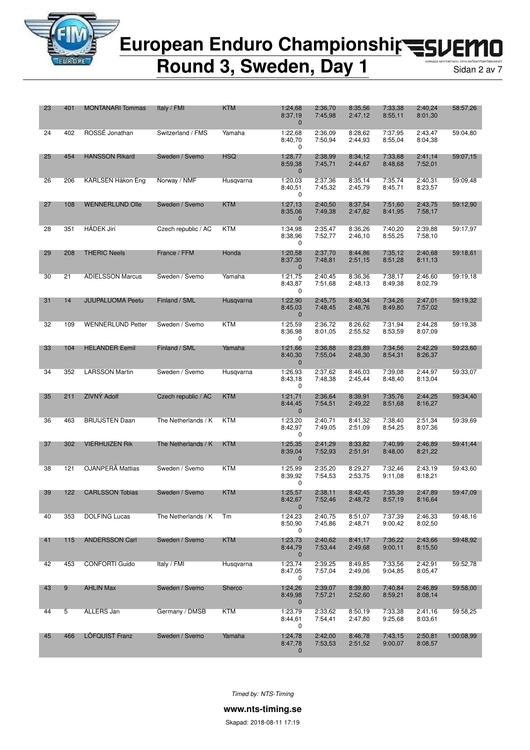# European Enduro Championship

## Round 3, Sweden, Day 1

| | | | | | | | | | | |
|---|---|---|---|---|---|---|---|---|---|---|
| 23 | 401 | MONTANARI Tommas | Italy / FMI | KTM | 1:24,68 8:37,19 0 | 2:36,70 7:45,98 | 8:35,56 2:47,12 | 7:33,38 8:55,11 | 2:40,24 8:01,30 | 58:57,26 |
| 24 | 402 | ROSSÉ Jonathan | Switzerland / FMS | Yamaha | 1:22,68 8:40,70 0 | 2:36,09 7:50,94 | 8:28,62 2:44,93 | 7:37,95 8:55,04 | 2:43,47 8:04,38 | 59:04,80 |
| 25 | 454 | HANSSON Rikard | Sweden / Svemo | HSQ | 1:28,77 8:59,38 0 | 2:38,99 7:45,71 | 8:34,12 2:44,67 | 7:33,68 8:48,68 | 2:41,14 7:52,01 | 59:07,15 |
| 26 | 206 | KARLSEN Håkon Eng | Norway / NMF | Husqvarna | 1:20,03 8:40,51 0 | 2:37,36 7:45,32 | 8:35,14 2:45,79 | 7:35,74 8:45,71 | 2:40,31 8:23,57 | 59:09,48 |
| 27 | 108 | WENNERLUND Olle | Sweden / Svemo | KTM | 1:27,13 8:35,06 0 | 2:40,50 7:49,38 | 8:37,54 2:47,82 | 7:51,60 8:41,95 | 2:43,75 7:58,17 | 59:12,90 |
| 28 | 351 | HÁDEK Jirí | Czech republic / AC | KTM | 1:34,98 8:38,96 0 | 2:35,47 7:52,77 | 8:36,26 2:46,10 | 7:40,20 8:55,25 | 2:39,88 7:58,10 | 59:17,97 |
| 29 | 208 | THERIC Neels | France / FFM | Honda | 1:20,58 8:37,30 0 | 2:37,70 7:48,81 | 8:44,86 2:51,15 | 7:35,12 8:51,28 | 2:40,68 8:11,13 | 59:18,61 |
| 30 | 21 | ADIELSSON Marcus | Sweden / Svemo | Yamaha | 1:21,75 8:43,87 0 | 2:40,45 7:51,68 | 8:36,36 2:48,13 | 7:38,17 8:49,38 | 2:46,60 8:02,79 | 59:19,18 |
| 31 | 14 | JUUPALUOMA Peetu | Finland / SML | Husqvarna | 1:22,90 8:45,03 0 | 2:45,75 7:48,45 | 8:40,34 2:48,76 | 7:34,26 8:49,80 | 2:47,01 7:57,02 | 59:19,32 |
| 32 | 109 | WENNERLUND Petter | Sweden / Svemo | KTM | 1:25,59 8:36,98 0 | 2:36,72 8:01,05 | 8:26,62 2:55,52 | 7:31,94 8:53,59 | 2:44,28 8:07,09 | 59:19,38 |
| 33 | 104 | HELANDER Eemil | Finland / SML | Yamaha | 1:21,66 8:40,30 0 | 2:36,88 7:55,04 | 8:23,89 2:48,30 | 7:34,56 8:54,31 | 2:42,29 8:26,37 | 59:23,60 |
| 34 | 352 | LARSSON Martin | Sweden / Svemo | Husqvarna | 1:26,93 8:43,18 0 | 2:37,62 7:48,38 | 8:46,03 2:45,44 | 7:39,08 8:48,40 | 2:44,97 8:13,04 | 59:33,07 |
| 35 | 211 | ZIVNÝ Adolf | Czech republic / AC | KTM | 1:21,71 8:44,45 0 | 2:36,64 7:54,51 | 8:39,91 2:49,22 | 7:35,76 8:51,68 | 2:44,25 8:16,27 | 59:34,40 |
| 36 | 463 | BRUIJSTEN Daan | The Netherlands / K | KTM | 1:23,20 8:42,97 0 | 2:40,71 7:49,05 | 8:41,32 2:51,09 | 7:38,40 8:54,25 | 2:51,34 8:07,36 | 59:39,69 |
| 37 | 302 | VIERHUIZEN Rik | The Netherlands / K | KTM | 1:25,35 8:39,04 0 | 2:41,29 7:52,93 | 8:33,82 2:51,91 | 7:40,99 8:48,00 | 2:46,89 8:21,22 | 59:41,44 |
| 38 | 121 | OJANPERÄ Mattias | Sweden / Svemo | KTM | 1:25,99 8:39,92 0 | 2:35,20 7:54,53 | 8:29,27 2:53,75 | 7:32,46 9:11,08 | 2:43,19 8:18,21 | 59:43,60 |
| 39 | 122 | CARLSSON Tobias | Sweden / Svemo | KTM | 1:25,57 8:42,67 0 | 2:38,11 7:52,46 | 8:42,45 2:48,72 | 7:35,39 8:57,19 | 2:47,89 8:16,64 | 59:47,09 |
| 40 | 353 | DOLFING Lucas | The Netherlands / K | Tm | 1:24,23 8:50,90 0 | 2:40,75 7:45,86 | 8:51,07 2:48,71 | 7:37,39 9:00,42 | 2:46,33 8:02,50 | 59:48,16 |
| 41 | 115 | ANDERSSON Carl | Sweden / Svemo | KTM | 1:23,73 8:44,79 0 | 2:40,62 7:53,44 | 8:41,17 2:49,68 | 7:36,22 9:00,11 | 2:43,66 8:15,50 | 59:48,92 |
| 42 | 453 | CONFORTI Guido | Italy / FMI | Husqvarna | 1:23,74 8:47,05 0 | 2:39,25 7:57,04 | 8:49,85 2:49,06 | 7:33,56 9:04,85 | 2:42,91 8:05,47 | 59:52,78 |
| 43 | 9 | AHLIN Max | Sweden / Svemo | Sherco | 1:24,26 8:49,98 0 | 2:39,07 7:57,21 | 8:39,80 2:52,60 | 7:40,84 8:59,21 | 2:46,89 8:08,14 | 59:58,00 |
| 44 | 5 | ALLERS Jan | Germany / DMSB | KTM | 1:23,79 8:44,61 0 | 2:33,62 7:54,41 | 8:50,19 2:47,80 | 7:33,38 9:25,68 | 2:41,16 8:03,61 | 59:58,25 |
| 45 | 466 | LÖFQUIST Franz | Sweden / Svemo | Yamaha | 1:24,78 8:47,78 0 | 2:42,00 7:53,53 | 8:46,78 2:51,52 | 7:43,15 9:00,07 | 2:50,81 8:08,57 | 1:00:08,99 |

*Timed by: NTS-Timing*

**www.nts-timing.se**

Skapad: 2018-08-11 17:19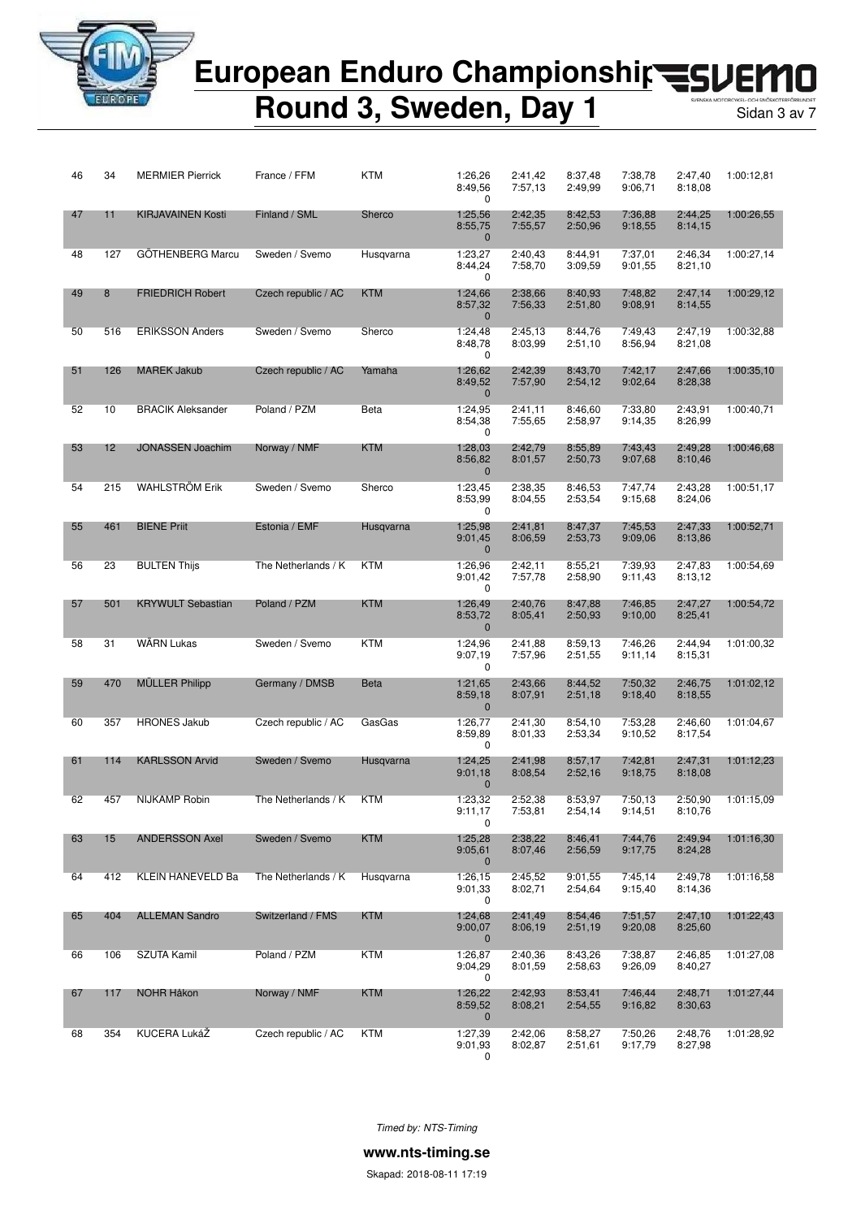# European Enduro Championship
# Round 3, Sweden, Day 1

| Pos | Nr | Name | Nation | Brand | | | | | | | Total |
|---|---|---|---|---|---|---|---|---|---|---|---|
| 46 | 34 | MERMIER Pierrick | France / FFM | KTM | 1:26,26 8:49,56 0 | 2:41,42 7:57,13 | 8:37,48 2:49,99 | 7:38,78 9:06,71 | 2:47,40 8:18,08 | | 1:00:12,81 |
| 47 | 11 | KIRJAVAINEN Kosti | Finland / SML | Sherco | 1:25,56 8:55,75 0 | 2:42,35 7:55,57 | 8:42,53 2:50,96 | 7:36,88 9:18,55 | 2:44,25 8:14,15 | | 1:00:26,55 |
| 48 | 127 | GÖTHENBERG Marcu | Sweden / Svemo | Husqvarna | 1:23,27 8:44,24 0 | 2:40,43 7:58,70 | 8:44,91 3:09,59 | 7:37,01 9:01,55 | 2:46,34 8:21,10 | | 1:00:27,14 |
| 49 | 8 | FRIEDRICH Robert | Czech republic / AC | KTM | 1:24,66 8:57,32 0 | 2:38,66 7:56,33 | 8:40,93 2:51,80 | 7:48,82 9:08,91 | 2:47,14 8:14,55 | | 1:00:29,12 |
| 50 | 516 | ERIKSSON Anders | Sweden / Svemo | Sherco | 1:24,48 8:48,78 0 | 2:45,13 8:03,99 | 8:44,76 2:51,10 | 7:49,43 8:56,94 | 2:47,19 8:21,08 | | 1:00:32,88 |
| 51 | 126 | MAREK Jakub | Czech republic / AC | Yamaha | 1:26,62 8:49,52 0 | 2:42,39 7:57,90 | 8:43,70 2:54,12 | 7:42,17 9:02,64 | 2:47,66 8:28,38 | | 1:00:35,10 |
| 52 | 10 | BRACIK Aleksander | Poland / PZM | Beta | 1:24,95 8:54,38 0 | 2:41,11 7:55,65 | 8:46,60 2:58,97 | 7:33,80 9:14,35 | 2:43,91 8:26,99 | | 1:00:40,71 |
| 53 | 12 | JONASSEN Joachim | Norway / NMF | KTM | 1:28,03 8:56,82 0 | 2:42,79 8:01,57 | 8:55,89 2:50,73 | 7:43,43 9:07,68 | 2:49,28 8:10,46 | | 1:00:46,68 |
| 54 | 215 | WAHLSTRÖM Erik | Sweden / Svemo | Sherco | 1:23,45 8:53,99 0 | 2:38,35 8:04,55 | 8:46,53 2:53,54 | 7:47,74 9:15,68 | 2:43,28 8:24,06 | | 1:00:51,17 |
| 55 | 461 | BIENE Priit | Estonia / EMF | Husqvarna | 1:25,98 9:01,45 0 | 2:41,81 8:06,59 | 8:47,37 2:53,73 | 7:45,53 9:09,06 | 2:47,33 8:13,86 | | 1:00:52,71 |
| 56 | 23 | BULTEN Thijs | The Netherlands / K | KTM | 1:26,96 9:01,42 0 | 2:42,11 7:57,78 | 8:55,21 2:58,90 | 7:39,93 9:11,43 | 2:47,83 8:13,12 | | 1:00:54,69 |
| 57 | 501 | KRYWULT Sebastian | Poland / PZM | KTM | 1:26,49 8:53,72 0 | 2:40,76 8:05,41 | 8:47,88 2:50,93 | 7:46,85 9:10,00 | 2:47,27 8:25,41 | | 1:00:54,72 |
| 58 | 31 | WÄRN Lukas | Sweden / Svemo | KTM | 1:24,96 9:07,19 0 | 2:41,88 7:57,96 | 8:59,13 2:51,55 | 7:46,26 9:11,14 | 2:44,94 8:15,31 | | 1:01:00,32 |
| 59 | 470 | MÜLLER Philipp | Germany / DMSB | Beta | 1:21,65 8:59,18 0 | 2:43,66 8:07,91 | 8:44,52 2:51,18 | 7:50,32 9:18,40 | 2:46,75 8:18,55 | | 1:01:02,12 |
| 60 | 357 | HRONES Jakub | Czech republic / AC | GasGas | 1:26,77 8:59,89 0 | 2:41,30 8:01,33 | 8:54,10 2:53,34 | 7:53,28 9:10,52 | 2:46,60 8:17,54 | | 1:01:04,67 |
| 61 | 114 | KARLSSON Arvid | Sweden / Svemo | Husqvarna | 1:24,25 9:01,18 0 | 2:41,98 8:08,54 | 8:57,17 2:52,16 | 7:42,81 9:18,75 | 2:47,31 8:18,08 | | 1:01:12,23 |
| 62 | 457 | NIJKAMP Robin | The Netherlands / K | KTM | 1:23,32 9:11,17 0 | 2:52,38 7:53,81 | 8:53,97 2:54,14 | 7:50,13 9:14,51 | 2:50,90 8:10,76 | | 1:01:15,09 |
| 63 | 15 | ANDERSSON Axel | Sweden / Svemo | KTM | 1:25,28 9:05,61 0 | 2:38,22 8:07,46 | 8:46,41 2:56,59 | 7:44,76 9:17,75 | 2:49,94 8:24,28 | | 1:01:16,30 |
| 64 | 412 | KLEIN HANEVELD Ba | The Netherlands / K | Husqvarna | 1:26,15 9:01,33 0 | 2:45,52 8:02,71 | 9:01,55 2:54,64 | 7:45,14 9:15,40 | 2:49,78 8:14,36 | | 1:01:16,58 |
| 65 | 404 | ALLEMAN Sandro | Switzerland / FMS | KTM | 1:24,68 9:00,07 0 | 2:41,49 8:06,19 | 8:54,46 2:51,19 | 7:51,57 9:20,08 | 2:47,10 8:25,60 | | 1:01:22,43 |
| 66 | 106 | SZUTA Kamil | Poland / PZM | KTM | 1:26,87 9:04,29 0 | 2:40,36 8:01,59 | 8:43,26 2:58,63 | 7:38,87 9:26,09 | 2:46,85 8:40,27 | | 1:01:27,08 |
| 67 | 117 | NOHR Håkon | Norway / NMF | KTM | 1:26,22 8:59,52 0 | 2:42,93 8:08,21 | 8:53,41 2:54,55 | 7:46,44 9:16,82 | 2:48,71 8:30,63 | | 1:01:27,44 |
| 68 | 354 | KUCERA LukáŽ | Czech republic / AC | KTM | 1:27,39 9:01,93 0 | 2:42,06 8:02,87 | 8:58,27 2:51,61 | 7:50,26 9:17,79 | 2:48,76 8:27,98 | | 1:01:28,92 |

*Timed by: NTS-Timing*

**www.nts-timing.se**

Skapad: 2018-08-11 17:19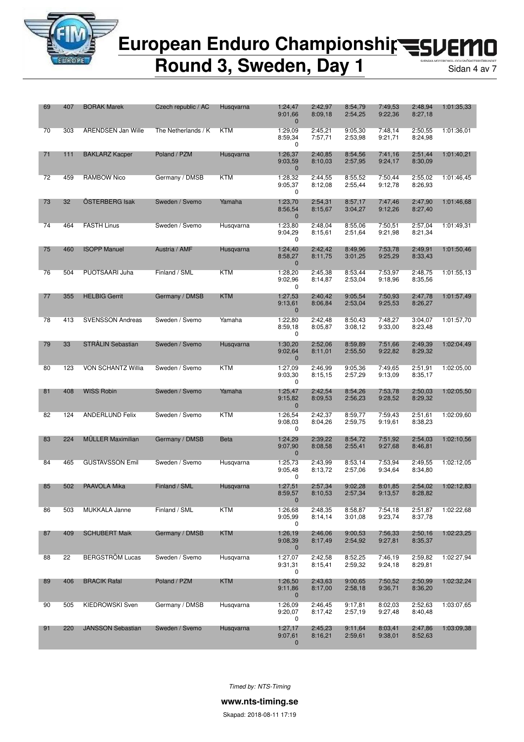# European Enduro Championship

## Round 3, Sweden, Day 1

| | | | | | | | | | | |
|---|---|---|---|---|---|---|---|---|---|---|
| 69 | 407 | BORAK Marek | Czech republic / AC | Husqvarna | 1:24,47<br>9:01,66<br>0 | 2:42,97<br>8:09,18 | 8:54,79<br>2:54,25 | 7:49,53<br>9:22,36 | 2:48,94<br>8:27,18 | 1:01:35,33 |
| 70 | 303 | ARENDSEN Jan Wille | The Netherlands / K | KTM | 1:29,09<br>8:59,34<br>0 | 2:45,21<br>7:57,71 | 9:05,30<br>2:53,98 | 7:48,14<br>9:21,71 | 2:50,55<br>8:24,98 | 1:01:36,01 |
| 71 | 111 | BAKLARZ Kacper | Poland / PZM | Husqvarna | 1:26,37<br>9:03,59<br>0 | 2:40,85<br>8:10,03 | 8:54,56<br>2:57,95 | 7:41,16<br>9:24,17 | 2:51,44<br>8:30,09 | 1:01:40,21 |
| 72 | 459 | RAMBOW Nico | Germany / DMSB | KTM | 1:28,32<br>9:05,37<br>0 | 2:44,55<br>8:12,08 | 8:55,52<br>2:55,44 | 7:50,44<br>9:12,78 | 2:55,02<br>8:26,93 | 1:01:46,45 |
| 73 | 32 | ÖSTERBERG Isak | Sweden / Svemo | Yamaha | 1:23,70<br>8:56,54<br>0 | 2:54,31<br>8:15,67 | 8:57,17<br>3:04,27 | 7:47,46<br>9:12,26 | 2:47,90<br>8:27,40 | 1:01:46,68 |
| 74 | 464 | FASTH Linus | Sweden / Svemo | Husqvarna | 1:23,80<br>9:04,29<br>0 | 2:48,04<br>8:15,61 | 8:55,06<br>2:51,64 | 7:50,51<br>9:21,98 | 2:57,04<br>8:21,34 | 1:01:49,31 |
| 75 | 460 | ISOPP Manuel | Austria / AMF | Husqvarna | 1:24,40<br>8:58,27<br>0 | 2:42,42<br>8:11,75 | 8:49,96<br>3:01,25 | 7:53,78<br>9:25,29 | 2:49,91<br>8:33,43 | 1:01:50,46 |
| 76 | 504 | PUOTSAARI Juha | Finland / SML | KTM | 1:28,20<br>9:02,96<br>0 | 2:45,38<br>8:14,87 | 8:53,44<br>2:53,04 | 7:53,97<br>9:18,96 | 2:48,75<br>8:35,56 | 1:01:55,13 |
| 77 | 355 | HELBIG Gerrit | Germany / DMSB | KTM | 1:27,53<br>9:13,61<br>0 | 2:40,42<br>8:06,84 | 9:05,54<br>2:53,04 | 7:50,93<br>9:25,53 | 2:47,78<br>8:26,27 | 1:01:57,49 |
| 78 | 413 | SVENSSON Andreas | Sweden / Svemo | Yamaha | 1:22,80<br>8:59,18<br>0 | 2:42,48<br>8:05,87 | 8:50,43<br>3:08,12 | 7:48,27<br>9:33,00 | 3:04,07<br>8:23,48 | 1:01:57,70 |
| 79 | 33 | STRÅLIN Sebastian | Sweden / Svemo | Husqvarna | 1:30,20<br>9:02,64<br>0 | 2:52,06<br>8:11,01 | 8:59,89<br>2:55,50 | 7:51,66<br>9:22,82 | 2:49,39<br>8:29,32 | 1:02:04,49 |
| 80 | 123 | VON SCHANTZ Willia | Sweden / Svemo | KTM | 1:27,09<br>9:03,30<br>0 | 2:46,99<br>8:15,15 | 9:05,36<br>2:57,29 | 7:49,65<br>9:13,09 | 2:51,91<br>8:35,17 | 1:02:05,00 |
| 81 | 408 | WISS Robin | Sweden / Svemo | Yamaha | 1:25,47<br>9:15,82<br>0 | 2:42,54<br>8:09,53 | 8:54,26<br>2:56,23 | 7:53,78<br>9:28,52 | 2:50,03<br>8:29,32 | 1:02:05,50 |
| 82 | 124 | ANDERLUND Felix | Sweden / Svemo | KTM | 1:26,54<br>9:08,03<br>0 | 2:42,37<br>8:04,26 | 8:59,77<br>2:59,75 | 7:59,43<br>9:19,61 | 2:51,61<br>8:38,23 | 1:02:09,60 |
| 83 | 224 | MÜLLER Maximilian | Germany / DMSB | Beta | 1:24,29<br>9:07,90<br>0 | 2:39,22<br>8:08,58 | 8:54,72<br>2:55,41 | 7:51,92<br>9:27,68 | 2:54,03<br>8:46,81 | 1:02:10,56 |
| 84 | 465 | GUSTAVSSON Emil | Sweden / Svemo | Husqvarna | 1:25,73<br>9:05,48<br>0 | 2:43,99<br>8:13,72 | 8:53,14<br>2:57,06 | 7:53,94<br>9:34,64 | 2:49,55<br>8:34,80 | 1:02:12,05 |
| 85 | 502 | PAAVOLA Mika | Finland / SML | Husqvarna | 1:27,51<br>8:59,57<br>0 | 2:57,34<br>8:10,53 | 9:02,28<br>2:57,34 | 8:01,85<br>9:13,57 | 2:54,02<br>8:28,82 | 1:02:12,83 |
| 86 | 503 | MUKKALA Janne | Finland / SML | KTM | 1:26,68<br>9:05,99<br>0 | 2:48,35<br>8:14,14 | 8:58,87<br>3:01,08 | 7:54,18<br>9:23,74 | 2:51,87<br>8:37,78 | 1:02:22,68 |
| 87 | 409 | SCHUBERT Maik | Germany / DMSB | KTM | 1:26,19<br>9:08,39<br>0 | 2:46,06<br>8:17,49 | 9:00,53<br>2:54,92 | 7:56,33<br>9:27,81 | 2:50,16<br>8:35,37 | 1:02:23,25 |
| 88 | 22 | BERGSTRÖM Lucas | Sweden / Svemo | Husqvarna | 1:27,07<br>9:31,31<br>0 | 2:42,58<br>8:15,41 | 8:52,25<br>2:59,32 | 7:46,19<br>9:24,18 | 2:59,82<br>8:29,81 | 1:02:27,94 |
| 89 | 406 | BRACIK Rafal | Poland / PZM | KTM | 1:26,50<br>9:11,86<br>0 | 2:43,63<br>8:17,00 | 9:00,65<br>2:58,18 | 7:50,52<br>9:36,71 | 2:50,99<br>8:36,20 | 1:02:32,24 |
| 90 | 505 | KIEDROWSKI Sven | Germany / DMSB | Husqvarna | 1:26,09<br>9:20,07<br>0 | 2:46,45<br>8:17,42 | 9:17,81<br>2:57,19 | 8:02,03<br>9:27,48 | 2:52,63<br>8:40,48 | 1:03:07,65 |
| 91 | 220 | JANSSON Sebastian | Sweden / Svemo | Husqvarna | 1:27,17<br>9:07,61<br>0 | 2:45,23<br>8:16,21 | 9:11,64<br>2:59,61 | 8:03,41<br>9:38,01 | 2:47,86<br>8:52,63 | 1:03:09,38 |

*Timed by: NTS-Timing*

**www.nts-timing.se**

Skapad: 2018-08-11 17:19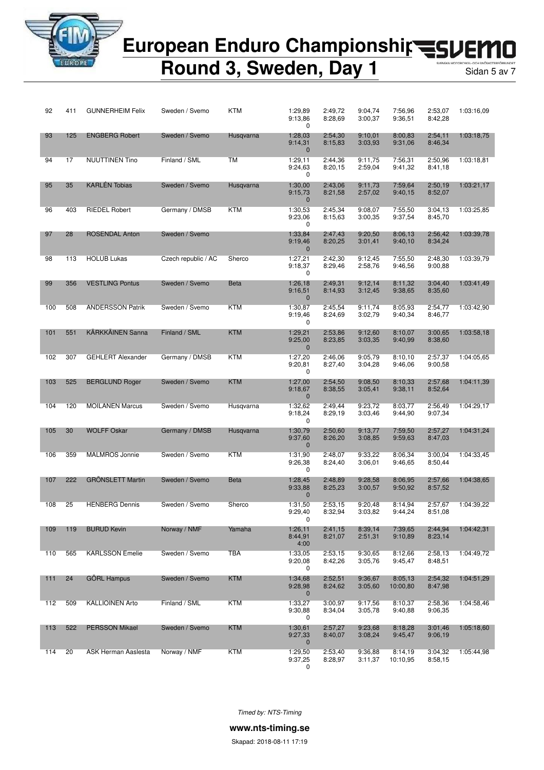# European Enduro Championship
# Round 3, Sweden, Day 1

| | | | | | | | | | | |
|---|---|---|---|---|---|---|---|---|---|---|
| 92 | 411 | GUNNERHEIM Felix | Sweden / Svemo | KTM | 1:29,89<br>9:13,86<br>0 | 2:49,72<br>8:28,69 | 9:04,74<br>3:00,37 | 7:56,96<br>9:36,51 | 2:53,07<br>8:42,28 | 1:03:16,09 |
| 93 | 125 | ENGBERG Robert | Sweden / Svemo | Husqvarna | 1:28,03<br>9:14,31<br>0 | 2:54,30<br>8:15,83 | 9:10,01<br>3:03,93 | 8:00,83<br>9:31,06 | 2:54,11<br>8:46,34 | 1:03:18,75 |
| 94 | 17 | NUUTTINEN Tino | Finland / SML | TM | 1:29,11<br>9:24,63<br>0 | 2:44,36<br>8:20,15 | 9:11,75<br>2:59,04 | 7:56,31<br>9:41,32 | 2:50,96<br>8:41,18 | 1:03:18,81 |
| 95 | 35 | KARLÉN Tobias | Sweden / Svemo | Husqvarna | 1:30,00<br>9:15,73<br>0 | 2:43,06<br>8:21,58 | 9:11,73<br>2:57,02 | 7:59,64<br>9:40,15 | 2:50,19<br>8:52,07 | 1:03:21,17 |
| 96 | 403 | RIEDEL Robert | Germany / DMSB | KTM | 1:30,53<br>9:23,06<br>0 | 2:45,34<br>8:15,63 | 9:08,07<br>3:00,35 | 7:55,50<br>9:37,54 | 3:04,13<br>8:45,70 | 1:03:25,85 |
| 97 | 28 | ROSENDAL Anton | Sweden / Svemo | | 1:33,84<br>9:19,46<br>0 | 2:47,43<br>8:20,25 | 9:20,50<br>3:01,41 | 8:06,13<br>9:40,10 | 2:56,42<br>8:34,24 | 1:03:39,78 |
| 98 | 113 | HOLUB Lukas | Czech republic / AC | Sherco | 1:27,21<br>9:18,37<br>0 | 2:42,30<br>8:29,46 | 9:12,45<br>2:58,76 | 7:55,50<br>9:46,56 | 2:48,30<br>9:00,88 | 1:03:39,79 |
| 99 | 356 | VESTLING Pontus | Sweden / Svemo | Beta | 1:26,18<br>9:16,51<br>0 | 2:49,31<br>8:14,93 | 9:12,14<br>3:12,45 | 8:11,32<br>9:38,65 | 3:04,40<br>8:35,60 | 1:03:41,49 |
| 100 | 508 | ANDERSSON Patrik | Sweden / Svemo | KTM | 1:30,87<br>9:19,46<br>0 | 2:45,54<br>8:24,69 | 9:11,74<br>3:02,79 | 8:05,93<br>9:40,34 | 2:54,77<br>8:46,77 | 1:03:42,90 |
| 101 | 551 | KÄRKKÄINEN Sanna | Finland / SML | KTM | 1:29,21<br>9:25,00<br>0 | 2:53,86<br>8:23,85 | 9:12,60<br>3:03,35 | 8:10,07<br>9:40,99 | 3:00,65<br>8:38,60 | 1:03:58,18 |
| 102 | 307 | GEHLERT Alexander | Germany / DMSB | KTM | 1:27,20<br>9:20,81<br>0 | 2:46,06<br>8:27,40 | 9:05,79<br>3:04,28 | 8:10,10<br>9:46,06 | 2:57,37<br>9:00,58 | 1:04:05,65 |
| 103 | 525 | BERGLUND Roger | Sweden / Svemo | KTM | 1:27,00<br>9:18,67<br>0 | 2:54,50<br>8:38,55 | 9:08,50<br>3:05,41 | 8:10,33<br>9:38,11 | 2:57,68<br>8:52,64 | 1:04:11,39 |
| 104 | 120 | MOILANEN Marcus | Sweden / Svemo | Husqvarna | 1:32,62<br>9:18,24<br>0 | 2:49,44<br>8:29,19 | 9:23,72<br>3:03,46 | 8:03,77<br>9:44,90 | 2:56,49<br>9:07,34 | 1:04:29,17 |
| 105 | 30 | WOLFF Oskar | Germany / DMSB | Husqvarna | 1:30,79<br>9:37,60<br>0 | 2:50,60<br>8:26,20 | 9:13,77<br>3:08,85 | 7:59,50<br>9:59,63 | 2:57,27<br>8:47,03 | 1:04:31,24 |
| 106 | 359 | MALMROS Jonnie | Sweden / Svemo | KTM | 1:31,90<br>9:26,38<br>0 | 2:48,07<br>8:24,40 | 9:33,22<br>3:06,01 | 8:06,34<br>9:46,65 | 3:00,04<br>8:50,44 | 1:04:33,45 |
| 107 | 222 | GRÖNSLETT Martin | Sweden / Svemo | Beta | 1:28,45<br>9:33,88<br>0 | 2:48,89<br>8:25,23 | 9:28,58<br>3:00,57 | 8:06,95<br>9:50,92 | 2:57,66<br>8:57,52 | 1:04:38,65 |
| 108 | 25 | HENBERG Dennis | Sweden / Svemo | Sherco | 1:31,50<br>9:29,40<br>0 | 2:53,15<br>8:32,94 | 9:20,48<br>3:03,82 | 8:14,94<br>9:44,24 | 2:57,67<br>8:51,08 | 1:04:39,22 |
| 109 | 119 | BURUD Kevin | Norway / NMF | Yamaha | 1:26,11<br>8:44,91<br>4:00 | 2:41,15<br>8:21,07 | 8:39,14<br>2:51,31 | 7:39,65<br>9:10,89 | 2:44,94<br>8:23,14 | 1:04:42,31 |
| 110 | 565 | KARLSSON Emelie | Sweden / Svemo | TBA | 1:33,05<br>9:20,08<br>0 | 2:53,15<br>8:42,26 | 9:30,65<br>3:05,76 | 8:12,66<br>9:45,47 | 2:58,13<br>8:48,51 | 1:04:49,72 |
| 111 | 24 | GÖRL Hampus | Sweden / Svemo | KTM | 1:34,68<br>9:28,98<br>0 | 2:52,51<br>8:24,62 | 9:36,67<br>3:05,60 | 8:05,13<br>10:00,80 | 2:54,32<br>8:47,98 | 1:04:51,29 |
| 112 | 509 | KALLIOINEN Arto | Finland / SML | KTM | 1:33,27<br>9:30,88<br>0 | 3:00,97<br>8:34,04 | 9:17,56<br>3:05,78 | 8:10,37<br>9:40,88 | 2:58,36<br>9:06,35 | 1:04:58,46 |
| 113 | 522 | PERSSON Mikael | Sweden / Svemo | KTM | 1:30,61<br>9:27,33<br>0 | 2:57,27<br>8:40,07 | 9:23,68<br>3:08,24 | 8:18,28<br>9:45,47 | 3:01,46<br>9:06,19 | 1:05:18,60 |
| 114 | 20 | ASK Herman Aaslesta | Norway / NMF | KTM | 1:29,50<br>9:37,25<br>0 | 2:53,40<br>8:28,97 | 9:36,88<br>3:11,37 | 8:14,19<br>10:10,95 | 3:04,32<br>8:58,15 | 1:05:44,98 |

*Timed by: NTS-Timing*

**www.nts-timing.se**

Skapad: 2018-08-11 17:19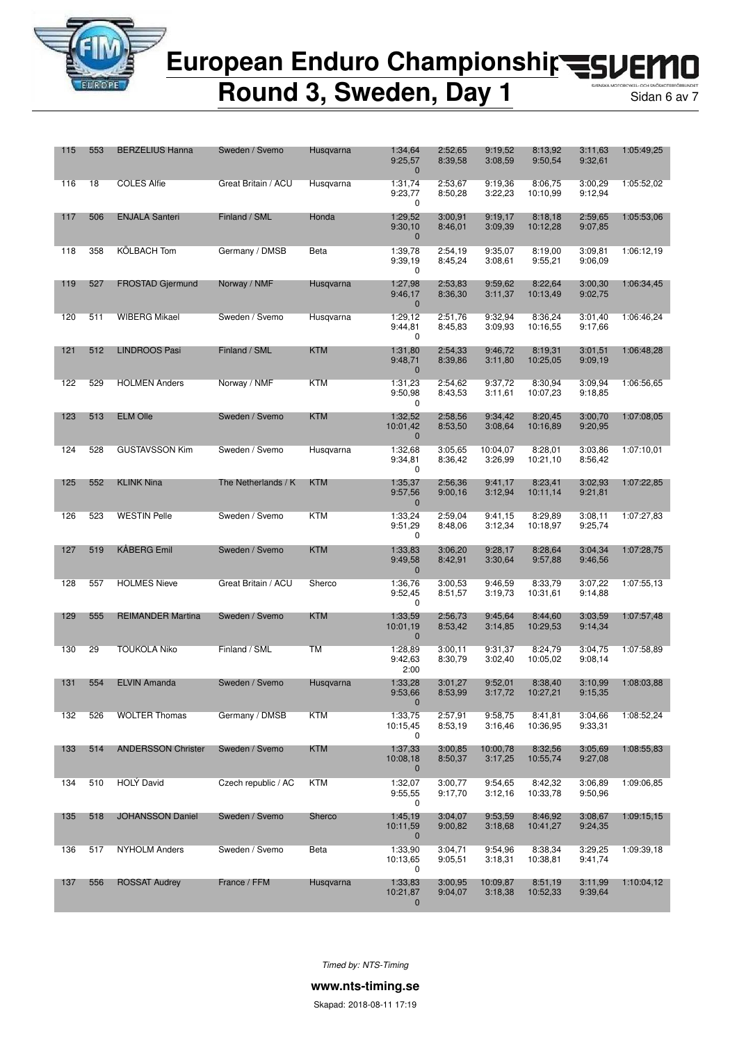# European Enduro Championship
## Round 3, Sweden, Day 1

| | | | | | | | | | | |
|---|---|---|---|---|---|---|---|---|---|---|
| 115 | 553 | BERZELIUS Hanna | Sweden / Svemo | Husqvarna | 1:34,64<br>9:25,57<br>0 | 2:52,65<br>8:39,58 | 9:19,52<br>3:08,59 | 8:13,92<br>9:50,54 | 3:11,63<br>9:32,61 | 1:05:49,25 |
| 116 | 18 | COLES Alfie | Great Britain / ACU | Husqvarna | 1:31,74<br>9:23,77<br>0 | 2:53,67<br>8:50,28 | 9:19,36<br>3:22,23 | 8:06,75<br>10:10,99 | 3:00,29<br>9:12,94 | 1:05:52,02 |
| 117 | 506 | ENJALA Santeri | Finland / SML | Honda | 1:29,52<br>9:30,10<br>0 | 3:00,91<br>8:46,01 | 9:19,17<br>3:09,39 | 8:18,18<br>10:12,28 | 2:59,65<br>9:07,85 | 1:05:53,06 |
| 118 | 358 | KÖLBACH Tom | Germany / DMSB | Beta | 1:39,78<br>9:39,19<br>0 | 2:54,19<br>8:45,24 | 9:35,07<br>3:08,61 | 8:19,00<br>9:55,21 | 3:09,81<br>9:06,09 | 1:06:12,19 |
| 119 | 527 | FROSTAD Gjermund | Norway / NMF | Husqvarna | 1:27,98<br>9:46,17<br>0 | 2:53,83<br>8:36,30 | 9:59,62<br>3:11,37 | 8:22,64<br>10:13,49 | 3:00,30<br>9:02,75 | 1:06:34,45 |
| 120 | 511 | WIBERG Mikael | Sweden / Svemo | Husqvarna | 1:29,12<br>9:44,81<br>0 | 2:51,76<br>8:45,83 | 9:32,94<br>3:09,93 | 8:36,24<br>10:16,55 | 3:01,40<br>9:17,66 | 1:06:46,24 |
| 121 | 512 | LINDROOS Pasi | Finland / SML | KTM | 1:31,80<br>9:48,71<br>0 | 2:54,33<br>8:39,86 | 9:46,72<br>3:11,80 | 8:19,31<br>10:25,05 | 3:01,51<br>9:09,19 | 1:06:48,28 |
| 122 | 529 | HOLMEN Anders | Norway / NMF | KTM | 1:31,23<br>9:50,98<br>0 | 2:54,62<br>8:43,53 | 9:37,72<br>3:11,61 | 8:30,94<br>10:07,23 | 3:09,94<br>9:18,85 | 1:06:56,65 |
| 123 | 513 | ELM Olle | Sweden / Svemo | KTM | 1:32,52<br>10:01,42<br>0 | 2:58,56<br>8:53,50 | 9:34,42<br>3:08,64 | 8:20,45<br>10:16,89 | 3:00,70<br>9:20,95 | 1:07:08,05 |
| 124 | 528 | GUSTAVSSON Kim | Sweden / Svemo | Husqvarna | 1:32,68<br>9:34,81<br>0 | 3:05,65<br>8:36,42 | 10:04,07<br>3:26,99 | 8:28,01<br>10:21,10 | 3:03,86<br>8:56,42 | 1:07:10,01 |
| 125 | 552 | KLINK Nina | The Netherlands / K | KTM | 1:35,37<br>9:57,56<br>0 | 2:56,36<br>9:00,16 | 9:41,17<br>3:12,94 | 8:23,41<br>10:11,14 | 3:02,93<br>9:21,81 | 1:07:22,85 |
| 126 | 523 | WESTIN Pelle | Sweden / Svemo | KTM | 1:33,24<br>9:51,29<br>0 | 2:59,04<br>8:48,06 | 9:41,15<br>3:12,34 | 8:29,89<br>10:18,97 | 3:08,11<br>9:25,74 | 1:07:27,83 |
| 127 | 519 | KÅBERG Emil | Sweden / Svemo | KTM | 1:33,83<br>9:49,58<br>0 | 3:06,20<br>8:42,91 | 9:28,17<br>3:30,64 | 8:28,64<br>9:57,88 | 3:04,34<br>9:46,56 | 1:07:28,75 |
| 128 | 557 | HOLMES Nieve | Great Britain / ACU | Sherco | 1:36,76<br>9:52,45<br>0 | 3:00,53<br>8:51,57 | 9:46,59<br>3:19,73 | 8:33,79<br>10:31,61 | 3:07,22<br>9:14,88 | 1:07:55,13 |
| 129 | 555 | REIMANDER Martina | Sweden / Svemo | KTM | 1:33,59<br>10:01,19<br>0 | 2:56,73<br>8:53,42 | 9:45,64<br>3:14,85 | 8:44,60<br>10:29,53 | 3:03,59<br>9:14,34 | 1:07:57,48 |
| 130 | 29 | TOUKOLA Niko | Finland / SML | TM | 1:28,89<br>9:42,63<br>2:00 | 3:00,11<br>8:30,79 | 9:31,37<br>3:02,40 | 8:24,79<br>10:05,02 | 3:04,75<br>9:08,14 | 1:07:58,89 |
| 131 | 554 | ELVIN Amanda | Sweden / Svemo | Husqvarna | 1:33,28<br>9:53,66<br>0 | 3:01,27<br>8:53,99 | 9:52,01<br>3:17,72 | 8:38,40<br>10:27,21 | 3:10,99<br>9:15,35 | 1:08:03,88 |
| 132 | 526 | WOLTER Thomas | Germany / DMSB | KTM | 1:33,75<br>10:15,45<br>0 | 2:57,91<br>8:53,19 | 9:58,75<br>3:16,46 | 8:41,81<br>10:36,95 | 3:04,66<br>9:33,31 | 1:08:52,24 |
| 133 | 514 | ANDERSSON Christer | Sweden / Svemo | KTM | 1:37,33<br>10:08,18<br>0 | 3:00,85<br>8:50,37 | 10:00,78<br>3:17,25 | 8:32,56<br>10:55,74 | 3:05,69<br>9:27,08 | 1:08:55,83 |
| 134 | 510 | HOLÝ David | Czech republic / AC | KTM | 1:32,07<br>9:55,55<br>0 | 3:00,77<br>9:17,70 | 9:54,65<br>3:12,16 | 8:42,32<br>10:33,78 | 3:06,89<br>9:50,96 | 1:09:06,85 |
| 135 | 518 | JOHANSSON Daniel | Sweden / Svemo | Sherco | 1:45,19<br>10:11,59<br>0 | 3:04,07<br>9:00,82 | 9:53,59<br>3:18,68 | 8:46,92<br>10:41,27 | 3:08,67<br>9:24,35 | 1:09:15,15 |
| 136 | 517 | NYHOLM Anders | Sweden / Svemo | Beta | 1:33,90<br>10:13,65<br>0 | 3:04,71<br>9:05,51 | 9:54,96<br>3:18,31 | 8:38,34<br>10:38,81 | 3:29,25<br>9:41,74 | 1:09:39,18 |
| 137 | 556 | ROSSAT Audrey | France / FFM | Husqvarna | 1:33,83<br>10:21,87<br>0 | 3:00,95<br>9:04,07 | 10:09,87<br>3:18,38 | 8:51,19<br>10:52,33 | 3:11,99<br>9:39,64 | 1:10:04,12 |

*Timed by: NTS-Timing*

**www.nts-timing.se**

Skapad: 2018-08-11 17:19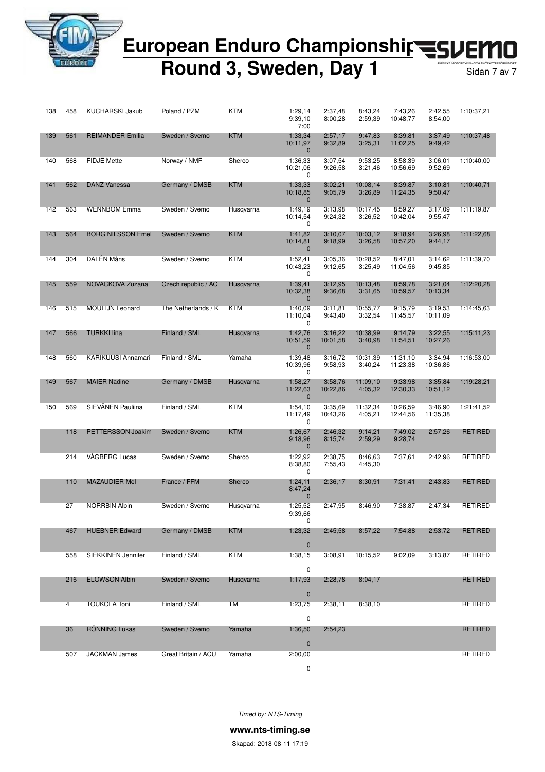# European Enduro Championship
# Round 3, Sweden, Day 1

| Pos | Nr | Name | Nation / Federation | Make | | | | | | Total |
|---|---|---|---|---|---|---|---|---|---|---|
| 138 | 458 | KUCHARSKI Jakub | Poland / PZM | KTM | 1:29,14<br>9:39,10<br>7:00 | 2:37,48<br>8:00,28 | 8:43,24<br>2:59,39 | 7:43,26<br>10:48,77 | 2:42,55<br>8:54,00 | 1:10:37,21 |
| 139 | 561 | REIMANDER Emilia | Sweden / Svemo | KTM | 1:33,34<br>10:11,97<br>0 | 2:57,17<br>9:32,89 | 9:47,83<br>3:25,31 | 8:39,81<br>11:02,25 | 3:37,49<br>9:49,42 | 1:10:37,48 |
| 140 | 568 | FIDJE Mette | Norway / NMF | Sherco | 1:36,33<br>10:21,06<br>0 | 3:07,54<br>9:26,58 | 9:53,25<br>3:21,46 | 8:58,39<br>10:56,69 | 3:06,01<br>9:52,69 | 1:10:40,00 |
| 141 | 562 | DANZ Vanessa | Germany / DMSB | KTM | 1:33,33<br>10:18,85<br>0 | 3:02,21<br>9:05,79 | 10:08,14<br>3:26,89 | 8:39,87<br>11:24,35 | 3:10,81<br>9:50,47 | 1:10:40,71 |
| 142 | 563 | WENNBOM Emma | Sweden / Svemo | Husqvarna | 1:49,19<br>10:14,54<br>0 | 3:13,98<br>9:24,32 | 10:17,45<br>3:26,52 | 8:59,27<br>10:42,04 | 3:17,09<br>9:55,47 | 1:11:19,87 |
| 143 | 564 | BORG NILSSON Emel | Sweden / Svemo | KTM | 1:41,82<br>10:14,81<br>0 | 3:10,07<br>9:18,99 | 10:03,12<br>3:26,58 | 9:18,94<br>10:57,20 | 3:26,98<br>9:44,17 | 1:11:22,68 |
| 144 | 304 | DALÉN Måns | Sweden / Svemo | KTM | 1:52,41<br>10:43,23<br>0 | 3:05,36<br>9:12,65 | 10:28,52<br>3:25,49 | 8:47,01<br>11:04,56 | 3:14,62<br>9:45,85 | 1:11:39,70 |
| 145 | 559 | NOVACKOVA Zuzana | Czech republic / AC | Husqvarna | 1:39,41<br>10:32,38<br>0 | 3:12,95<br>9:36,68 | 10:13,48<br>3:31,65 | 8:59,78<br>10:59,57 | 3:21,04<br>10:13,34 | 1:12:20,28 |
| 146 | 515 | MOULIJN Leonard | The Netherlands / K | KTM | 1:40,09<br>11:10,04<br>0 | 3:11,81<br>9:43,40 | 10:55,77<br>3:32,54 | 9:15,79<br>11:45,57 | 3:19,53<br>10:11,09 | 1:14:45,63 |
| 147 | 566 | TURKKI Iina | Finland / SML | Husqvarna | 1:42,76<br>10:51,59<br>0 | 3:16,22<br>10:01,58 | 10:38,99<br>3:40,98 | 9:14,79<br>11:54,51 | 3:22,55<br>10:27,26 | 1:15:11,23 |
| 148 | 560 | KARIKUUSI Annamari | Finland / SML | Yamaha | 1:39,48<br>10:39,96<br>0 | 3:16,72<br>9:58,93 | 10:31,39<br>3:40,24 | 11:31,10<br>11:23,38 | 3:34,94<br>10:36,86 | 1:16:53,00 |
| 149 | 567 | MAIER Nadine | Germany / DMSB | Husqvarna | 1:58,27<br>11:22,63<br>0 | 3:58,76<br>10:22,86 | 11:09,10<br>4:05,32 | 9:33,98<br>12:30,33 | 3:35,84<br>10:51,12 | 1:19:28,21 |
| 150 | 569 | SIEVÄNEN Pauliina | Finland / SML | KTM | 1:54,10<br>11:17,49<br>0 | 3:35,69<br>10:43,26 | 11:32,34<br>4:05,21 | 10:26,59<br>12:44,56 | 3:46,90<br>11:35,38 | 1:21:41,52 |
| | 118 | PETTERSSON Joakim | Sweden / Svemo | KTM | 1:26,67<br>9:18,96<br>0 | 2:46,32<br>8:15,74 | 9:14,21<br>2:59,29 | 7:49,02<br>9:28,74 | 2:57,26 | RETIRED |
| | 214 | VÅGBERG Lucas | Sweden / Svemo | Sherco | 1:22,92<br>8:38,80<br>0 | 2:38,75<br>7:55,43 | 8:46,63<br>4:45,30 | 7:37,61 | 2:42,96 | RETIRED |
| | 110 | MAZAUDIER Mel | France / FFM | Sherco | 1:24,11<br>8:47,24<br>0 | 2:36,17 | 8:30,91 | 7:31,41 | 2:43,83 | RETIRED |
| | 27 | NORRBIN Albin | Sweden / Svemo | Husqvarna | 1:25,52<br>9:39,66<br>0 | 2:47,95 | 8:46,90 | 7:38,87 | 2:47,34 | RETIRED |
| | 467 | HUEBNER Edward | Germany / DMSB | KTM | 1:23,32<br><br>0 | 2:45,58 | 8:57,22 | 7:54,88 | 2:53,72 | RETIRED |
| | 558 | SIEKKINEN Jennifer | Finland / SML | KTM | 1:38,15<br><br>0 | 3:08,91 | 10:15,52 | 9:02,09 | 3:13,87 | RETIRED |
| | 216 | ELOWSON Albin | Sweden / Svemo | Husqvarna | 1:17,93<br><br>0 | 2:28,78 | 8:04,17 | | | RETIRED |
| | 4 | TOUKOLA Toni | Finland / SML | TM | 1:23,75<br><br>0 | 2:38,11 | 8:38,10 | | | RETIRED |
| | 36 | RÖNNING Lukas | Sweden / Svemo | Yamaha | 1:36,50<br><br>0 | 2:54,23 | | | | RETIRED |
| | 507 | JACKMAN James | Great Britain / ACU | Yamaha | 2:00,00<br><br>0 | | | | | RETIRED |

*Timed by: NTS-Timing*

**www.nts-timing.se**

Skapad: 2018-08-11 17:19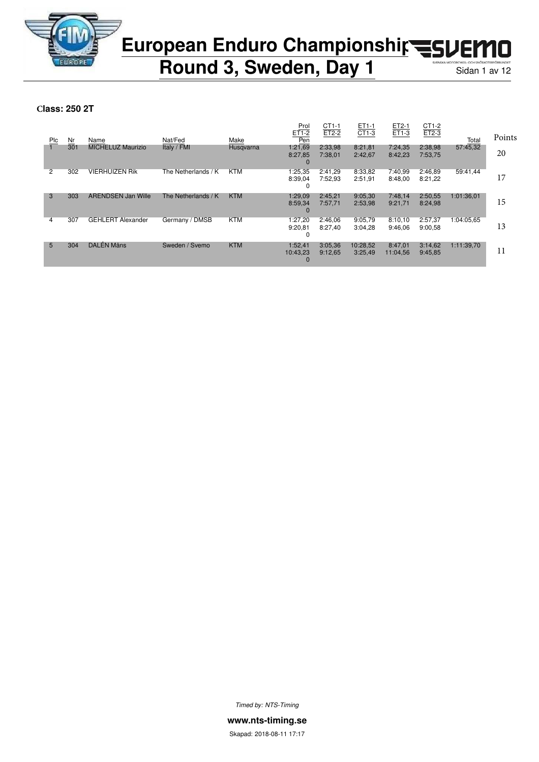# European Enduro Championship
## Round 3, Sweden, Day 1

**Class: 250 2T**

| Plc | Nr | Name | Nat/Fed | Make | Prol / ET1-2 / Pen | CT1-1 / ET2-2 | ET1-1 / CT1-3 | ET2-1 / ET1-3 | CT1-2 / ET2-3 | Total | Points |
|---|---|---|---|---|---|---|---|---|---|---|---|
| 1 | 301 | MICHELUZ Maurizio | Italy / FMI | Husqvarna | 1:21,69 / 8:27,85 / 0 | 2:33,98 / 7:38,01 | 8:21,81 / 2:42,67 | 7:24,35 / 8:42,23 | 2:38,98 / 7:53,75 | 57:45,32 | 20 |
| 2 | 302 | VIERHUIZEN Rik | The Netherlands / K | KTM | 1:25,35 / 8:39,04 / 0 | 2:41,29 / 7:52,93 | 8:33,82 / 2:51,91 | 7:40,99 / 8:48,00 | 2:46,89 / 8:21,22 | 59:41,44 | 17 |
| 3 | 303 | ARENDSEN Jan Wille | The Netherlands / K | KTM | 1:29,09 / 8:59,34 / 0 | 2:45,21 / 7:57,71 | 9:05,30 / 2:53,98 | 7:48,14 / 9:21,71 | 2:50,55 / 8:24,98 | 1:01:36,01 | 15 |
| 4 | 307 | GEHLERT Alexander | Germany / DMSB | KTM | 1:27,20 / 9:20,81 / 0 | 2:46,06 / 8:27,40 | 9:05,79 / 3:04,28 | 8:10,10 / 9:46,06 | 2:57,37 / 9:00,58 | 1:04:05,65 | 13 |
| 5 | 304 | DALÉN Måns | Sweden / Svemo | KTM | 1:52,41 / 10:43,23 / 0 | 3:05,36 / 9:12,65 | 10:28,52 / 3:25,49 | 8:47,01 / 11:04,56 | 3:14,62 / 9:45,85 | 1:11:39,70 | 11 |

*Timed by: NTS-Timing*

**www.nts-timing.se**

Skapad: 2018-08-11 17:17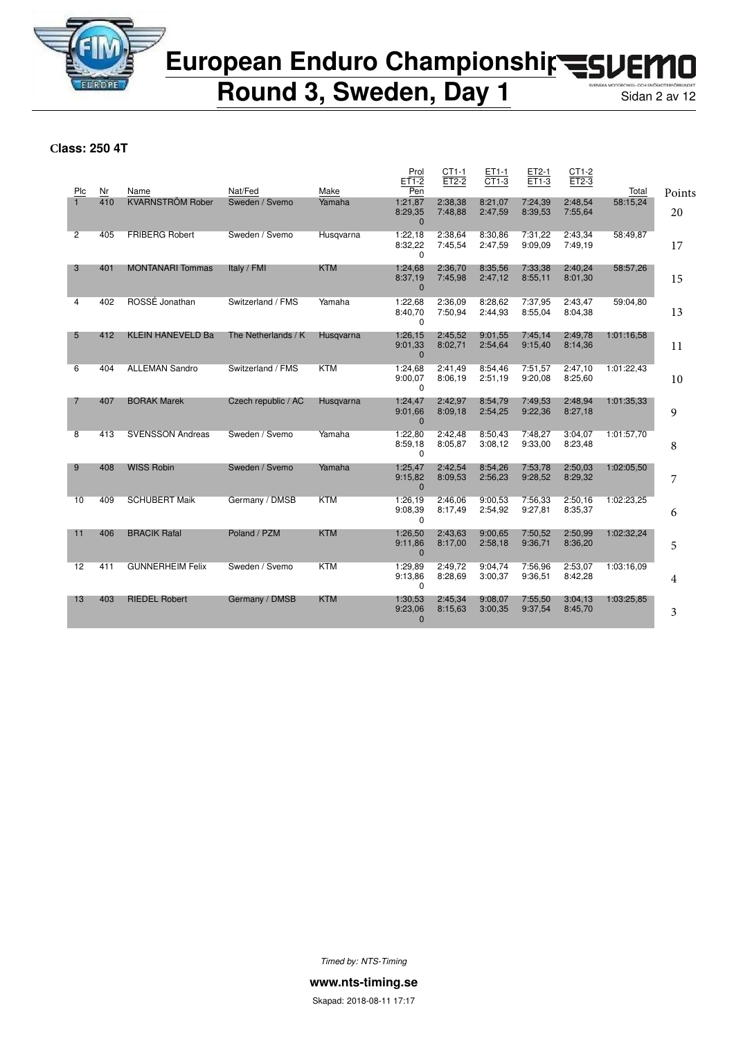# European Enduro Championship
# Round 3, Sweden, Day 1

**Class: 250 4T**

| Plc | Nr | Name | Nat/Fed | Make | Prol / ET1-2 / Pen | CT1-1 / ET2-2 | ET1-1 / CT1-3 | ET2-1 / ET1-3 | CT1-2 / ET2-3 | Total | Points |
|---|---|---|---|---|---|---|---|---|---|---|---|
| 1 | 410 | KVARNSTRÖM Rober | Sweden / Svemo | Yamaha | 1:21,87 8:29,35 0 | 2:38,38 7:48,88 | 8:21,07 2:47,59 | 7:24,39 8:39,53 | 2:48,54 7:55,64 | 58:15,24 | 20 |
| 2 | 405 | FRIBERG Robert | Sweden / Svemo | Husqvarna | 1:22,18 8:32,22 0 | 2:38,64 7:45,54 | 8:30,86 2:47,59 | 7:31,22 9:09,09 | 2:43,34 7:49,19 | 58:49,87 | 17 |
| 3 | 401 | MONTANARI Tommas | Italy / FMI | KTM | 1:24,68 8:37,19 0 | 2:36,70 7:45,98 | 8:35,56 2:47,12 | 7:33,38 8:55,11 | 2:40,24 8:01,30 | 58:57,26 | 15 |
| 4 | 402 | ROSSÉ Jonathan | Switzerland / FMS | Yamaha | 1:22,68 8:40,70 0 | 2:36,09 7:50,94 | 8:28,62 2:44,93 | 7:37,95 8:55,04 | 2:43,47 8:04,38 | 59:04,80 | 13 |
| 5 | 412 | KLEIN HANEVELD Ba | The Netherlands / K | Husqvarna | 1:26,15 9:01,33 0 | 2:45,52 8:02,71 | 9:01,55 2:54,64 | 7:45,14 9:15,40 | 2:49,78 8:14,36 | 1:01:16,58 | 11 |
| 6 | 404 | ALLEMAN Sandro | Switzerland / FMS | KTM | 1:24,68 9:00,07 0 | 2:41,49 8:06,19 | 8:54,46 2:51,19 | 7:51,57 9:20,08 | 2:47,10 8:25,60 | 1:01:22,43 | 10 |
| 7 | 407 | BORAK Marek | Czech republic / AC | Husqvarna | 1:24,47 9:01,66 0 | 2:42,97 8:09,18 | 8:54,79 2:54,25 | 7:49,53 9:22,36 | 2:48,94 8:27,18 | 1:01:35,33 | 9 |
| 8 | 413 | SVENSSON Andreas | Sweden / Svemo | Yamaha | 1:22,80 8:59,18 0 | 2:42,48 8:05,87 | 8:50,43 3:08,12 | 7:48,27 9:33,00 | 3:04,07 8:23,48 | 1:01:57,70 | 8 |
| 9 | 408 | WISS Robin | Sweden / Svemo | Yamaha | 1:25,47 9:15,82 0 | 2:42,54 8:09,53 | 8:54,26 2:56,23 | 7:53,78 9:28,52 | 2:50,03 8:29,32 | 1:02:05,50 | 7 |
| 10 | 409 | SCHUBERT Maik | Germany / DMSB | KTM | 1:26,19 9:08,39 0 | 2:46,06 8:17,49 | 9:00,53 2:54,92 | 7:56,33 9:27,81 | 2:50,16 8:35,37 | 1:02:23,25 | 6 |
| 11 | 406 | BRACIK Rafal | Poland / PZM | KTM | 1:26,50 9:11,86 0 | 2:43,63 8:17,00 | 9:00,65 2:58,18 | 7:50,52 9:36,71 | 2:50,99 8:36,20 | 1:02:32,24 | 5 |
| 12 | 411 | GUNNERHEIM Felix | Sweden / Svemo | KTM | 1:29,89 9:13,86 0 | 2:49,72 8:28,69 | 9:04,74 3:00,37 | 7:56,96 9:36,51 | 2:53,07 8:42,28 | 1:03:16,09 | 4 |
| 13 | 403 | RIEDEL Robert | Germany / DMSB | KTM | 1:30,53 9:23,06 0 | 2:45,34 8:15,63 | 9:08,07 3:00,35 | 7:55,50 9:37,54 | 3:04,13 8:45,70 | 1:03:25,85 | 3 |

*Timed by: NTS-Timing*

**www.nts-timing.se**

Skapad: 2018-08-11 17:17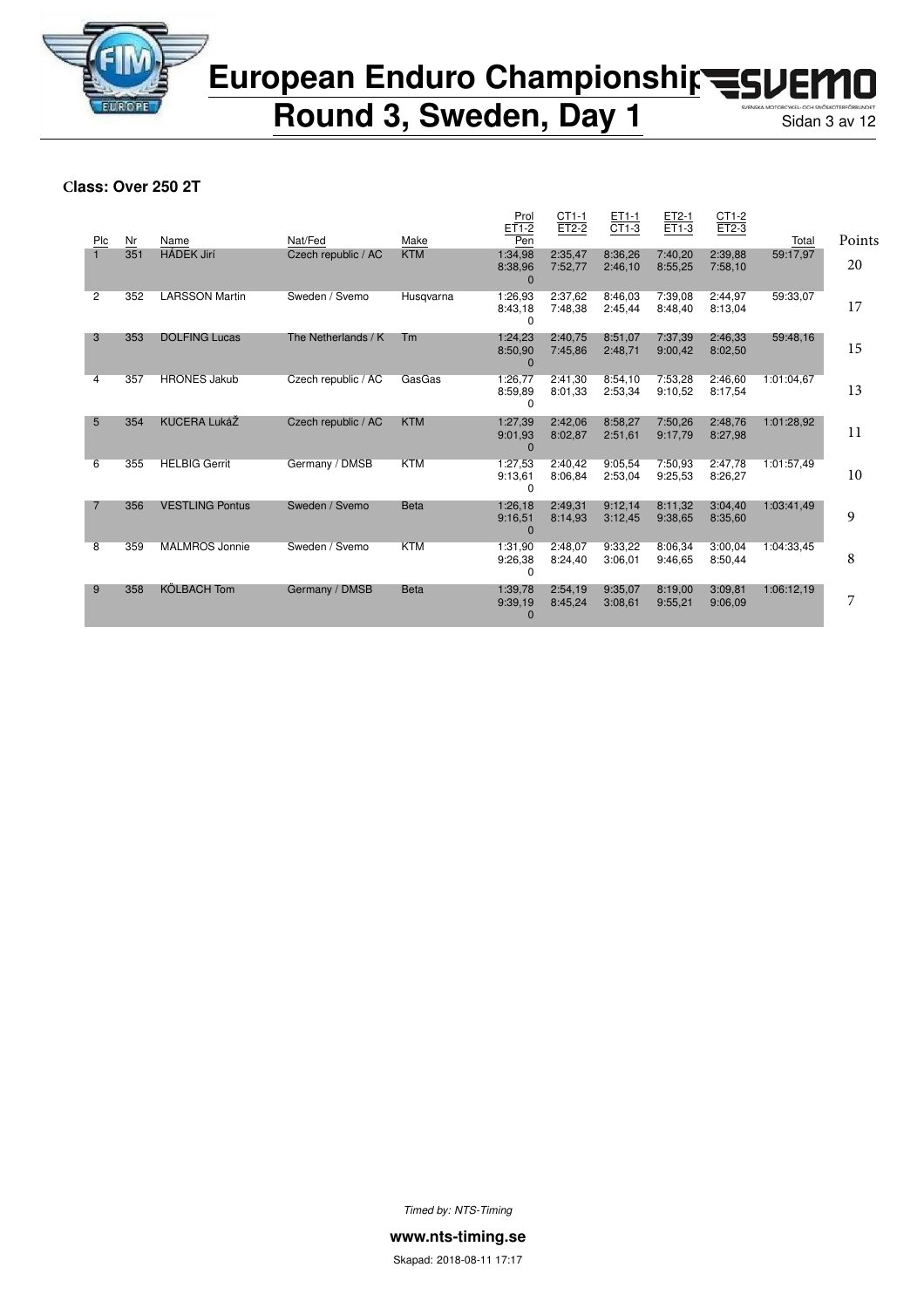# European Enduro Championship

## Round 3, Sweden, Day 1

**Class: Over 250 2T**

| Plc | Nr | Name | Nat/Fed | Make | Prol<br>ET1-2<br>Pen | CT1-1<br>ET2-2 | ET1-1<br>CT1-3 | ET2-1<br>ET1-3 | CT1-2<br>ET2-3 | Total | Points |
|---|---|---|---|---|---|---|---|---|---|---|---|
| 1 | 351 | HÁDEK Jirí | Czech republic / AC | KTM | 1:34,98<br>8:38,96<br>0 | 2:35,47<br>7:52,77 | 8:36,26<br>2:46,10 | 7:40,20<br>8:55,25 | 2:39,88<br>7:58,10 | 59:17,97 | 20 |
| 2 | 352 | LARSSON Martin | Sweden / Svemo | Husqvarna | 1:26,93<br>8:43,18<br>0 | 2:37,62<br>7:48,38 | 8:46,03<br>2:45,44 | 7:39,08<br>8:48,40 | 2:44,97<br>8:13,04 | 59:33,07 | 17 |
| 3 | 353 | DOLFING Lucas | The Netherlands / K | Tm | 1:24,23<br>8:50,90<br>0 | 2:40,75<br>7:45,86 | 8:51,07<br>2:48,71 | 7:37,39<br>9:00,42 | 2:46,33<br>8:02,50 | 59:48,16 | 15 |
| 4 | 357 | HRONES Jakub | Czech republic / AC | GasGas | 1:26,77<br>8:59,89<br>0 | 2:41,30<br>8:01,33 | 8:54,10<br>2:53,34 | 7:53,28<br>9:10,52 | 2:46,60<br>8:17,54 | 1:01:04,67 | 13 |
| 5 | 354 | KUCERA LukáŽ | Czech republic / AC | KTM | 1:27,39<br>9:01,93<br>0 | 2:42,06<br>8:02,87 | 8:58,27<br>2:51,61 | 7:50,26<br>9:17,79 | 2:48,76<br>8:27,98 | 1:01:28,92 | 11 |
| 6 | 355 | HELBIG Gerrit | Germany / DMSB | KTM | 1:27,53<br>9:13,61<br>0 | 2:40,42<br>8:06,84 | 9:05,54<br>2:53,04 | 7:50,93<br>9:25,53 | 2:47,78<br>8:26,27 | 1:01:57,49 | 10 |
| 7 | 356 | VESTLING Pontus | Sweden / Svemo | Beta | 1:26,18<br>9:16,51<br>0 | 2:49,31<br>8:14,93 | 9:12,14<br>3:12,45 | 8:11,32<br>9:38,65 | 3:04,40<br>8:35,60 | 1:03:41,49 | 9 |
| 8 | 359 | MALMROS Jonnie | Sweden / Svemo | KTM | 1:31,90<br>9:26,38<br>0 | 2:48,07<br>8:24,40 | 9:33,22<br>3:06,01 | 8:06,34<br>9:46,65 | 3:00,04<br>8:50,44 | 1:04:33,45 | 8 |
| 9 | 358 | KÖLBACH Tom | Germany / DMSB | Beta | 1:39,78<br>9:39,19<br>0 | 2:54,19<br>8:45,24 | 9:35,07<br>3:08,61 | 8:19,00<br>9:55,21 | 3:09,81<br>9:06,09 | 1:06:12,19 | 7 |

*Timed by: NTS-Timing*

**www.nts-timing.se**

Skapad: 2018-08-11 17:17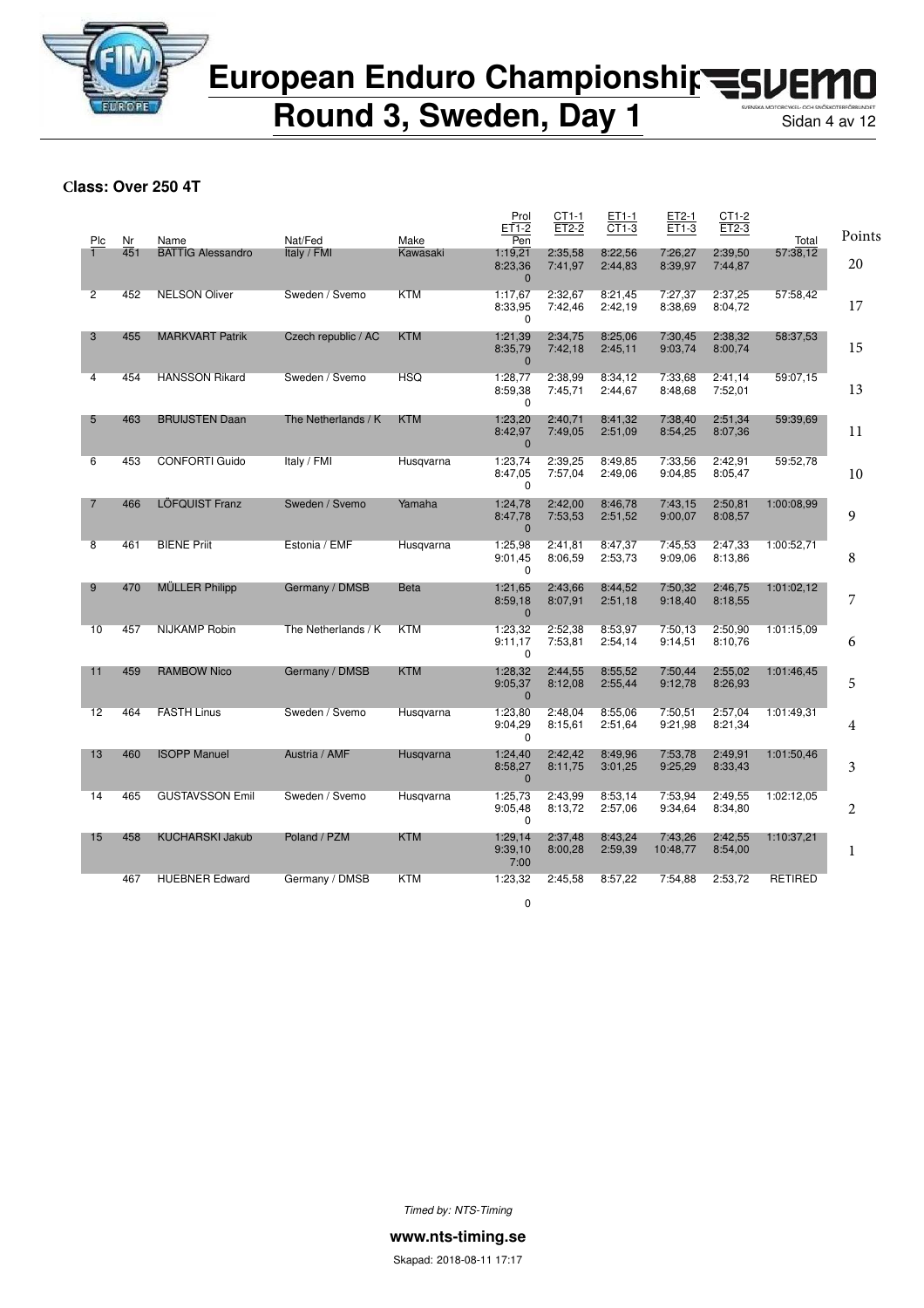# European Enduro Championship
# Round 3, Sweden, Day 1

**Class: Over 250 4T**

| Plc | Nr | Name | Nat/Fed | Make | Prol / ET1-2 / Pen | CT1-1 / ET2-2 | ET1-1 / CT1-3 | ET2-1 / ET1-3 | CT1-2 / ET2-3 | Total | Points |
|---|---|---|---|---|---|---|---|---|---|---|---|
| 1 | 451 | BATTIG Alessandro | Italy / FMI | Kawasaki | 1:19,21 / 8:23,36 / 0 | 2:35,58 / 7:41,97 | 8:22,56 / 2:44,83 | 7:26,27 / 8:39,97 | 2:39,50 / 7:44,87 | 57:38,12 | 20 |
| 2 | 452 | NELSON Oliver | Sweden / Svemo | KTM | 1:17,67 / 8:33,95 / 0 | 2:32,67 / 7:42,46 | 8:21,45 / 2:42,19 | 7:27,37 / 8:38,69 | 2:37,25 / 8:04,72 | 57:58,42 | 17 |
| 3 | 455 | MARKVART Patrik | Czech republic / AC | KTM | 1:21,39 / 8:35,79 / 0 | 2:34,75 / 7:42,18 | 8:25,06 / 2:45,11 | 7:30,45 / 9:03,74 | 2:38,32 / 8:00,74 | 58:37,53 | 15 |
| 4 | 454 | HANSSON Rikard | Sweden / Svemo | HSQ | 1:28,77 / 8:59,38 / 0 | 2:38,99 / 7:45,71 | 8:34,12 / 2:44,67 | 7:33,68 / 8:48,68 | 2:41,14 / 7:52,01 | 59:07,15 | 13 |
| 5 | 463 | BRUIJSTEN Daan | The Netherlands / K | KTM | 1:23,20 / 8:42,97 / 0 | 2:40,71 / 7:49,05 | 8:41,32 / 2:51,09 | 7:38,40 / 8:54,25 | 2:51,34 / 8:07,36 | 59:39,69 | 11 |
| 6 | 453 | CONFORTI Guido | Italy / FMI | Husqvarna | 1:23,74 / 8:47,05 / 0 | 2:39,25 / 7:57,04 | 8:49,85 / 2:49,06 | 7:33,56 / 9:04,85 | 2:42,91 / 8:05,47 | 59:52,78 | 10 |
| 7 | 466 | LÖFQUIST Franz | Sweden / Svemo | Yamaha | 1:24,78 / 8:47,78 / 0 | 2:42,00 / 7:53,53 | 8:46,78 / 2:51,52 | 7:43,15 / 9:00,07 | 2:50,81 / 8:08,57 | 1:00:08,99 | 9 |
| 8 | 461 | BIENE Priit | Estonia / EMF | Husqvarna | 1:25,98 / 9:01,45 / 0 | 2:41,81 / 8:06,59 | 8:47,37 / 2:53,73 | 7:45,53 / 9:09,06 | 2:47,33 / 8:13,86 | 1:00:52,71 | 8 |
| 9 | 470 | MÜLLER Philipp | Germany / DMSB | Beta | 1:21,65 / 8:59,18 / 0 | 2:43,66 / 8:07,91 | 8:44,52 / 2:51,18 | 7:50,32 / 9:18,40 | 2:46,75 / 8:18,55 | 1:01:02,12 | 7 |
| 10 | 457 | NIJKAMP Robin | The Netherlands / K | KTM | 1:23,32 / 9:11,17 / 0 | 2:52,38 / 7:53,81 | 8:53,97 / 2:54,14 | 7:50,13 / 9:14,51 | 2:50,90 / 8:10,76 | 1:01:15,09 | 6 |
| 11 | 459 | RAMBOW Nico | Germany / DMSB | KTM | 1:28,32 / 9:05,37 / 0 | 2:44,55 / 8:12,08 | 8:55,52 / 2:55,44 | 7:50,44 / 9:12,78 | 2:55,02 / 8:26,93 | 1:01:46,45 | 5 |
| 12 | 464 | FASTH Linus | Sweden / Svemo | Husqvarna | 1:23,80 / 9:04,29 / 0 | 2:48,04 / 8:15,61 | 8:55,06 / 2:51,64 | 7:50,51 / 9:21,98 | 2:57,04 / 8:21,34 | 1:01:49,31 | 4 |
| 13 | 460 | ISOPP Manuel | Austria / AMF | Husqvarna | 1:24,40 / 8:58,27 / 0 | 2:42,42 / 8:11,75 | 8:49,96 / 3:01,25 | 7:53,78 / 9:25,29 | 2:49,91 / 8:33,43 | 1:01:50,46 | 3 |
| 14 | 465 | GUSTAVSSON Emil | Sweden / Svemo | Husqvarna | 1:25,73 / 9:05,48 / 0 | 2:43,99 / 8:13,72 | 8:53,14 / 2:57,06 | 7:53,94 / 9:34,64 | 2:49,55 / 8:34,80 | 1:02:12,05 | 2 |
| 15 | 458 | KUCHARSKI Jakub | Poland / PZM | KTM | 1:29,14 / 9:39,10 / 7:00 | 2:37,48 / 8:00,28 | 8:43,24 / 2:59,39 | 7:43,26 / 10:48,77 | 2:42,55 / 8:54,00 | 1:10:37,21 | 1 |
|  | 467 | HUEBNER Edward | Germany / DMSB | KTM | 1:23,32 / 0 | 2:45,58 | 8:57,22 | 7:54,88 | 2:53,72 | RETIRED |  |

*Timed by: NTS-Timing*

**www.nts-timing.se**

Skapad: 2018-08-11 17:17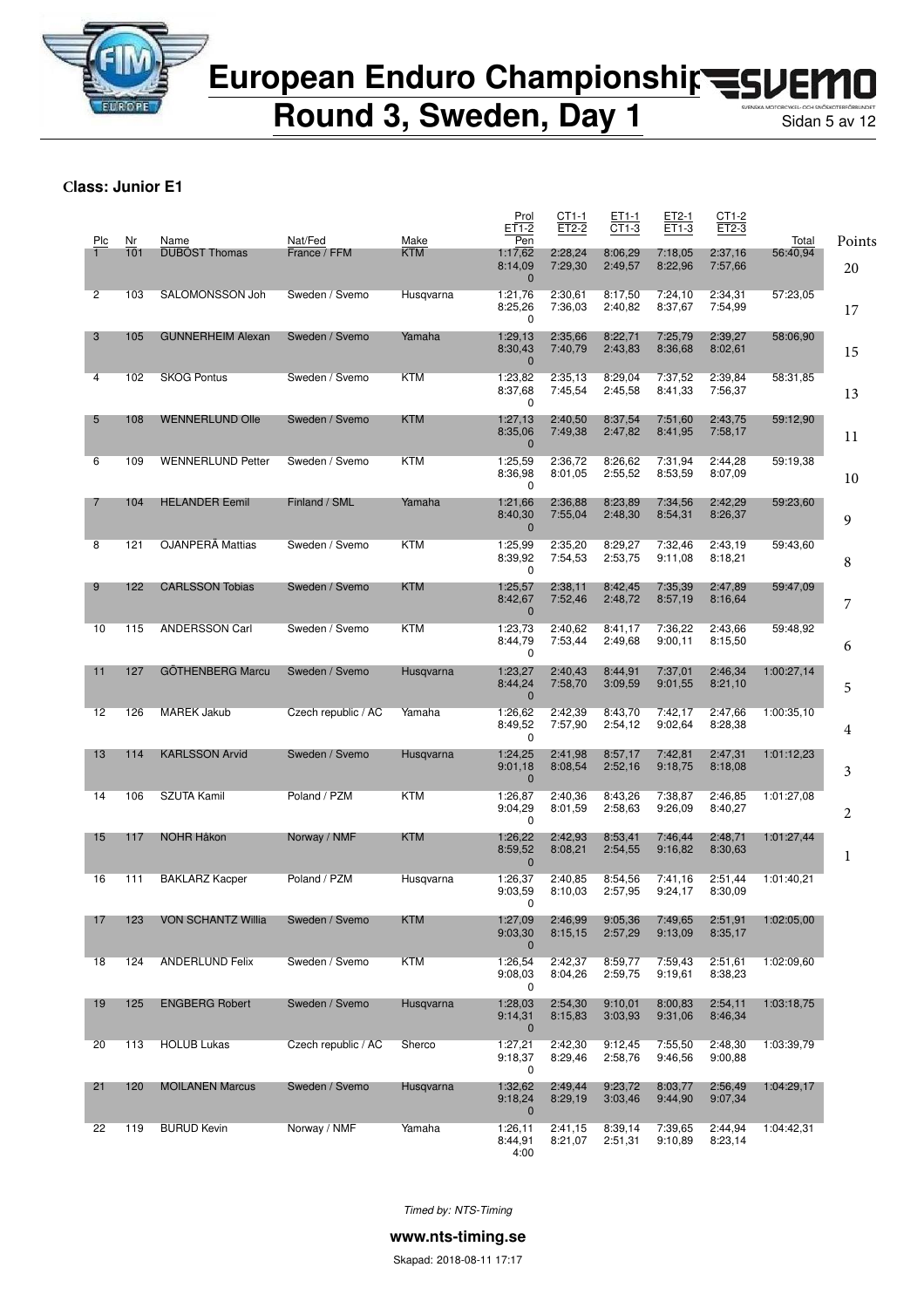# European Enduro Championship

## Round 3, Sweden, Day 1

**Class: Junior E1**

| Plc | Nr | Name | Nat/Fed | Make | Prol / ET1-2 / Pen | CT1-1 / ET2-2 | ET1-1 / CT1-3 | ET2-1 / ET1-3 | CT1-2 / ET2-3 | Total | Points |
|---|---|---|---|---|---|---|---|---|---|---|---|
| 1 | 101 | DUBOST Thomas | France / FFM | KTM | 1:17,62 / 8:14,09 / 0 | 2:28,24 / 7:29,30 | 8:06,29 / 2:49,57 | 7:18,05 / 8:22,96 | 2:37,16 / 7:57,66 | 56:40,94 | 20 |
| 2 | 103 | SALOMONSSON Joh | Sweden / Svemo | Husqvarna | 1:21,76 / 8:25,26 / 0 | 2:30,61 / 7:36,03 | 8:17,50 / 2:40,82 | 7:24,10 / 8:37,67 | 2:34,31 / 7:54,99 | 57:23,05 | 17 |
| 3 | 105 | GUNNERHEIM Alexan | Sweden / Svemo | Yamaha | 1:29,13 / 8:30,43 / 0 | 2:35,66 / 7:40,79 | 8:22,71 / 2:43,83 | 7:25,79 / 8:36,68 | 2:39,27 / 8:02,61 | 58:06,90 | 15 |
| 4 | 102 | SKOG Pontus | Sweden / Svemo | KTM | 1:23,82 / 8:37,68 / 0 | 2:35,13 / 7:45,54 | 8:29,04 / 2:45,58 | 7:37,52 / 8:41,33 | 2:39,84 / 7:56,37 | 58:31,85 | 13 |
| 5 | 108 | WENNERLUND Olle | Sweden / Svemo | KTM | 1:27,13 / 8:35,06 / 0 | 2:40,50 / 7:49,38 | 8:37,54 / 2:47,82 | 7:51,60 / 8:41,95 | 2:43,75 / 7:58,17 | 59:12,90 | 11 |
| 6 | 109 | WENNERLUND Petter | Sweden / Svemo | KTM | 1:25,59 / 8:36,98 / 0 | 2:36,72 / 8:01,05 | 8:26,62 / 2:55,52 | 7:31,94 / 8:53,59 | 2:44,28 / 8:07,09 | 59:19,38 | 10 |
| 7 | 104 | HELANDER Eemil | Finland / SML | Yamaha | 1:21,66 / 8:40,30 / 0 | 2:36,88 / 7:55,04 | 8:23,89 / 2:48,30 | 7:34,56 / 8:54,31 | 2:42,29 / 8:26,37 | 59:23,60 | 9 |
| 8 | 121 | OJANPERÄ Mattias | Sweden / Svemo | KTM | 1:25,99 / 8:39,92 / 0 | 2:35,20 / 7:54,53 | 8:29,27 / 2:53,75 | 7:32,46 / 9:11,08 | 2:43,19 / 8:18,21 | 59:43,60 | 8 |
| 9 | 122 | CARLSSON Tobias | Sweden / Svemo | KTM | 1:25,57 / 8:42,67 / 0 | 2:38,11 / 7:52,46 | 8:42,45 / 2:48,72 | 7:35,39 / 8:57,19 | 2:47,89 / 8:16,64 | 59:47,09 | 7 |
| 10 | 115 | ANDERSSON Carl | Sweden / Svemo | KTM | 1:23,73 / 8:44,79 / 0 | 2:40,62 / 7:53,44 | 8:41,17 / 2:49,68 | 7:36,22 / 9:00,11 | 2:43,66 / 8:15,50 | 59:48,92 | 6 |
| 11 | 127 | GÖTHENBERG Marcu | Sweden / Svemo | Husqvarna | 1:23,27 / 8:44,24 / 0 | 2:40,43 / 7:58,70 | 8:44,91 / 3:09,59 | 7:37,01 / 9:01,55 | 2:46,34 / 8:21,10 | 1:00:27,14 | 5 |
| 12 | 126 | MAREK Jakub | Czech republic / AC | Yamaha | 1:26,62 / 8:49,52 / 0 | 2:42,39 / 7:57,90 | 8:43,70 / 2:54,12 | 7:42,17 / 9:02,64 | 2:47,66 / 8:28,38 | 1:00:35,10 | 4 |
| 13 | 114 | KARLSSON Arvid | Sweden / Svemo | Husqvarna | 1:24,25 / 9:01,18 / 0 | 2:41,98 / 8:08,54 | 8:57,17 / 2:52,16 | 7:42,81 / 9:18,75 | 2:47,31 / 8:18,08 | 1:01:12,23 | 3 |
| 14 | 106 | SZUTA Kamil | Poland / PZM | KTM | 1:26,87 / 9:04,29 / 0 | 2:40,36 / 8:01,59 | 8:43,26 / 2:58,63 | 7:38,87 / 9:26,09 | 2:46,85 / 8:40,27 | 1:01:27,08 | 2 |
| 15 | 117 | NOHR Håkon | Norway / NMF | KTM | 1:26,22 / 8:59,52 / 0 | 2:42,93 / 8:08,21 | 8:53,41 / 2:54,55 | 7:46,44 / 9:16,82 | 2:48,71 / 8:30,63 | 1:01:27,44 | 1 |
| 16 | 111 | BAKLARZ Kacper | Poland / PZM | Husqvarna | 1:26,37 / 9:03,59 / 0 | 2:40,85 / 8:10,03 | 8:54,56 / 2:57,95 | 7:41,16 / 9:24,17 | 2:51,44 / 8:30,09 | 1:01:40,21 | |
| 17 | 123 | VON SCHANTZ Willia | Sweden / Svemo | KTM | 1:27,09 / 9:03,30 / 0 | 2:46,99 / 8:15,15 | 9:05,36 / 2:57,29 | 7:49,65 / 9:13,09 | 2:51,91 / 8:35,17 | 1:02:05,00 | |
| 18 | 124 | ANDERLUND Felix | Sweden / Svemo | KTM | 1:26,54 / 9:08,03 / 0 | 2:42,37 / 8:04,26 | 8:59,77 / 2:59,75 | 7:59,43 / 9:19,61 | 2:51,61 / 8:38,23 | 1:02:09,60 | |
| 19 | 125 | ENGBERG Robert | Sweden / Svemo | Husqvarna | 1:28,03 / 9:14,31 / 0 | 2:54,30 / 8:15,83 | 9:10,01 / 3:03,93 | 8:00,83 / 9:31,06 | 2:54,11 / 8:46,34 | 1:03:18,75 | |
| 20 | 113 | HOLUB Lukas | Czech republic / AC | Sherco | 1:27,21 / 9:18,37 / 0 | 2:42,30 / 8:29,46 | 9:12,45 / 2:58,76 | 7:55,50 / 9:46,56 | 2:48,30 / 9:00,88 | 1:03:39,79 | |
| 21 | 120 | MOILANEN Marcus | Sweden / Svemo | Husqvarna | 1:32,62 / 9:18,24 / 0 | 2:49,44 / 8:29,19 | 9:23,72 / 3:03,46 | 8:03,77 / 9:44,90 | 2:56,49 / 9:07,34 | 1:04:29,17 | |
| 22 | 119 | BURUD Kevin | Norway / NMF | Yamaha | 1:26,11 / 8:44,91 / 4:00 | 2:41,15 / 8:21,07 | 8:39,14 / 2:51,31 | 7:39,65 / 9:10,89 | 2:44,94 / 8:23,14 | 1:04:42,31 | |

*Timed by: NTS-Timing*

**www.nts-timing.se**

Skapad: 2018-08-11 17:17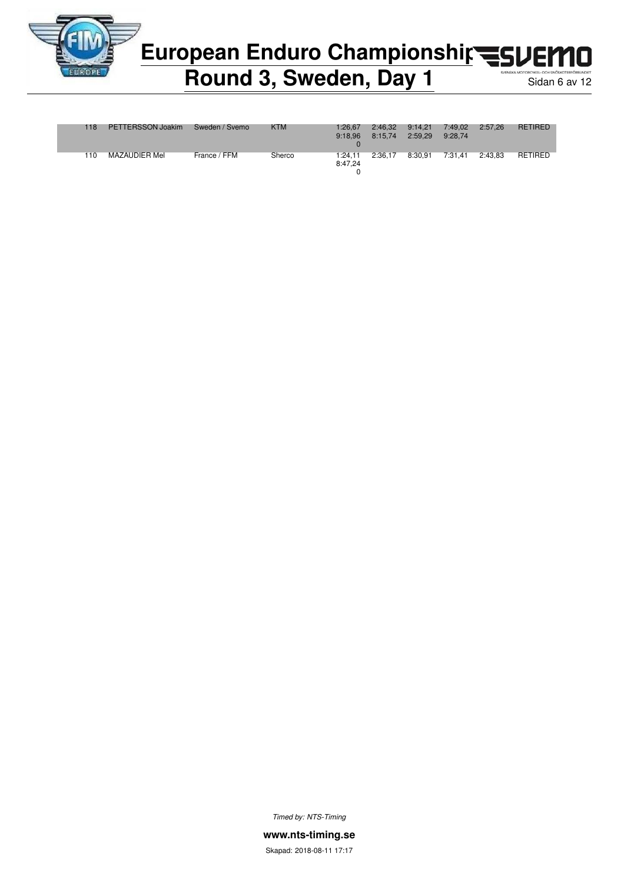# European Enduro Championship

## Round 3, Sweden, Day 1

| | | | | | | | | | |
|---|---|---|---|---|---|---|---|---|---|
| 118 | PETTERSSON Joakim | Sweden / Svemo | KTM | 1:26,67 9:18,96 0 | 2:46,32 8:15,74 | 9:14,21 2:59,29 | 7:49,02 9:28,74 | 2:57,26 | RETIRED |
| 110 | MAZAUDIER Mel | France / FFM | Sherco | 1:24,11 8:47,24 0 | 2:36,17 | 8:30,91 | 7:31,41 | 2:43,83 | RETIRED |

*Timed by: NTS-Timing*

**www.nts-timing.se**

Skapad: 2018-08-11 17:17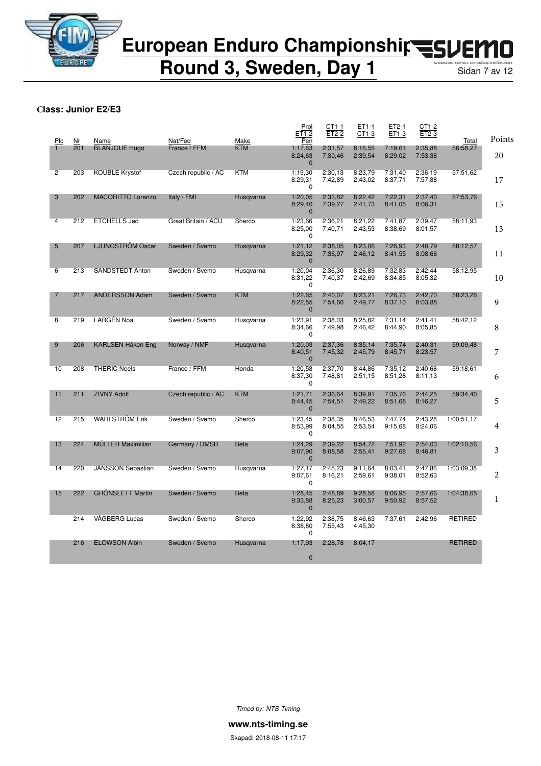# European Enduro Championship
## Round 3, Sweden, Day 1

**Class: Junior E2/E3**

| Plc | Nr | Name | Nat/Fed | Make | Prol / ET1-2 / Pen | CT1-1 / ET2-2 | ET1-1 / CT1-3 | ET2-1 / ET1-3 | CT1-2 / ET2-3 | Total | Points |
|---|---|---|---|---|---|---|---|---|---|---|---|
| 1 | 201 | BLANJOUE Hugo | France / FFM | KTM | 1:17,63 / 8:24,63 / 0 | 2:31,57 / 7:30,46 | 8:16,55 / 2:39,54 | 7:19,61 / 8:29,02 | 2:35,88 / 7:53,38 | 56:58,27 | 20 |
| 2 | 203 | KOUBLE Krystof | Czech republic / AC | KTM | 1:19,30 / 8:29,31 / 0 | 2:30,13 / 7:42,89 | 8:23,79 / 2:43,02 | 7:31,40 / 8:37,71 | 2:36,19 / 7:57,88 | 57:51,62 | 17 |
| 3 | 202 | MACORITTO Lorenzo | Italy / FMI | Husqvarna | 1:20,05 / 8:29,40 / 0 | 2:33,82 / 7:39,27 | 8:22,42 / 2:41,73 | 7:22,31 / 8:41,05 | 2:37,40 / 8:06,31 | 57:53,76 | 15 |
| 4 | 212 | ETCHELLS Jed | Great Britain / ACU | Sherco | 1:23,66 / 8:25,00 / 0 | 2:36,21 / 7:40,71 | 8:21,22 / 2:43,53 | 7:41,87 / 8:38,69 | 2:39,47 / 8:01,57 | 58:11,93 | 13 |
| 5 | 207 | LJUNGSTRÖM Oscar | Sweden / Svemo | Husqvarna | 1:21,12 / 8:29,32 / 0 | 2:38,05 / 7:36,97 | 8:23,06 / 2:46,12 | 7:26,93 / 8:41,55 | 2:40,79 / 8:08,66 | 58:12,57 | 11 |
| 6 | 213 | SANDSTEDT Anton | Sweden / Svemo | Husqvarna | 1:20,04 / 8:31,22 / 0 | 2:36,30 / 7:40,37 | 8:26,89 / 2:42,69 | 7:32,83 / 8:34,85 | 2:42,44 / 8:05,32 | 58:12,95 | 10 |
| 7 | 217 | ANDERSSON Adam | Sweden / Svemo | KTM | 1:22,65 / 8:22,55 / 0 | 2:40,07 / 7:54,60 | 8:23,21 / 2:49,77 | 7:26,73 / 8:37,10 | 2:42,70 / 8:03,88 | 58:23,26 | 9 |
| 8 | 219 | LARGÉN Noa | Sweden / Svemo | Husqvarna | 1:23,91 / 8:34,66 / 0 | 2:38,03 / 7:49,98 | 8:25,82 / 2:46,42 | 7:31,14 / 8:44,90 | 2:41,41 / 8:05,85 | 58:42,12 | 8 |
| 9 | 206 | KARLSEN Håkon Eng | Norway / NMF | Husqvarna | 1:20,03 / 8:40,51 / 0 | 2:37,36 / 7:45,32 | 8:35,14 / 2:45,79 | 7:35,74 / 8:45,71 | 2:40,31 / 8:23,57 | 59:09,48 | 7 |
| 10 | 208 | THERIC Neels | France / FFM | Honda | 1:20,58 / 8:37,30 / 0 | 2:37,70 / 7:48,81 | 8:44,86 / 2:51,15 | 7:35,12 / 8:51,28 | 2:40,68 / 8:11,13 | 59:18,61 | 6 |
| 11 | 211 | ZIVNÝ Adolf | Czech republic / AC | KTM | 1:21,71 / 8:44,45 / 0 | 2:36,64 / 7:54,51 | 8:39,91 / 2:49,22 | 7:35,76 / 8:51,68 | 2:44,25 / 8:16,27 | 59:34,40 | 5 |
| 12 | 215 | WAHLSTRÖM Erik | Sweden / Svemo | Sherco | 1:23,45 / 8:53,99 / 0 | 2:38,35 / 8:04,55 | 8:46,53 / 2:53,54 | 7:47,74 / 9:15,68 | 2:43,28 / 8:24,06 | 1:00:51,17 | 4 |
| 13 | 224 | MÜLLER Maximilian | Germany / DMSB | Beta | 1:24,29 / 9:07,90 / 0 | 2:39,22 / 8:08,58 | 8:54,72 / 2:55,41 | 7:51,92 / 9:27,68 | 2:54,03 / 8:46,81 | 1:02:10,56 | 3 |
| 14 | 220 | JANSSON Sebastian | Sweden / Svemo | Husqvarna | 1:27,17 / 9:07,61 / 0 | 2:45,23 / 8:16,21 | 9:11,64 / 2:59,61 | 8:03,41 / 9:38,01 | 2:47,86 / 8:52,63 | 1:03:09,38 | 2 |
| 15 | 222 | GRÖNSLETT Martin | Sweden / Svemo | Beta | 1:28,45 / 9:33,88 / 0 | 2:48,89 / 8:25,23 | 9:28,58 / 3:00,57 | 8:06,95 / 9:50,92 | 2:57,66 / 8:57,52 | 1:04:38,65 | 1 |
| | 214 | VÅGBERG Lucas | Sweden / Svemo | Sherco | 1:22,92 / 8:38,80 / 0 | 2:38,75 / 7:55,43 | 8:46,63 / 4:45,30 | 7:37,61 | 2:42,96 | RETIRED | |
| | 216 | ELOWSON Albin | Sweden / Svemo | Husqvarna | 1:17,93 / 0 | 2:28,78 | 8:04,17 | | | RETIRED | |

*Timed by: NTS-Timing*

**www.nts-timing.se**

Skapad: 2018-08-11 17:17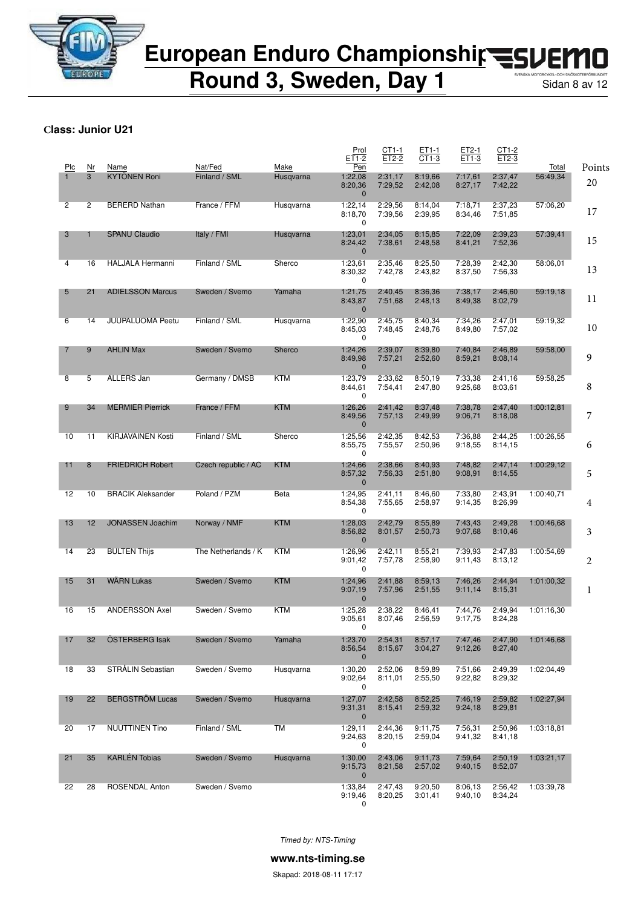# European Enduro Championship

## Round 3, Sweden, Day 1

**Class: Junior U21**

| Plc | Nr | Name | Nat/Fed | Make | Prol / ET1-2 / Pen | CT1-1 / ET2-2 | ET1-1 / CT1-3 | ET2-1 / ET1-3 | CT1-2 / ET2-3 | Total | Points |
|---|---|---|---|---|---|---|---|---|---|---|---|
| 1 | 3 | KYTÖNEN Roni | Finland / SML | Husqvarna | 1:22,08 / 8:20,36 / 0 | 2:31,17 / 7:29,52 | 8:19,66 / 2:42,08 | 7:17,61 / 8:27,17 | 2:37,47 / 7:42,22 | 56:49,34 | 20 |
| 2 | 2 | BERERD Nathan | France / FFM | Husqvarna | 1:22,14 / 8:18,70 / 0 | 2:29,56 / 7:39,56 | 8:14,04 / 2:39,95 | 7:18,71 / 8:34,46 | 2:37,23 / 7:51,85 | 57:06,20 | 17 |
| 3 | 1 | SPANU Claudio | Italy / FMI | Husqvarna | 1:23,01 / 8:24,42 / 0 | 2:34,05 / 7:38,61 | 8:15,85 / 2:48,58 | 7:22,09 / 8:41,21 | 2:39,23 / 7:52,36 | 57:39,41 | 15 |
| 4 | 16 | HALJALA Hermanni | Finland / SML | Sherco | 1:23,61 / 8:30,32 / 0 | 2:35,46 / 7:42,78 | 8:25,50 / 2:43,82 | 7:28,39 / 8:37,50 | 2:42,30 / 7:56,33 | 58:06,01 | 13 |
| 5 | 21 | ADIELSSON Marcus | Sweden / Svemo | Yamaha | 1:21,75 / 8:43,87 / 0 | 2:40,45 / 7:51,68 | 8:36,36 / 2:48,13 | 7:38,17 / 8:49,38 | 2:46,60 / 8:02,79 | 59:19,18 | 11 |
| 6 | 14 | JUUPALUOMA Peetu | Finland / SML | Husqvarna | 1:22,90 / 8:45,03 / 0 | 2:45,75 / 7:48,45 | 8:40,34 / 2:48,76 | 7:34,26 / 8:49,80 | 2:47,01 / 7:57,02 | 59:19,32 | 10 |
| 7 | 9 | AHLIN Max | Sweden / Svemo | Sherco | 1:24,26 / 8:49,98 / 0 | 2:39,07 / 7:57,21 | 8:39,80 / 2:52,60 | 7:40,84 / 8:59,21 | 2:46,89 / 8:08,14 | 59:58,00 | 9 |
| 8 | 5 | ALLERS Jan | Germany / DMSB | KTM | 1:23,79 / 8:44,61 / 0 | 2:33,62 / 7:54,41 | 8:50,19 / 2:47,80 | 7:33,38 / 9:25,68 | 2:41,16 / 8:03,61 | 59:58,25 | 8 |
| 9 | 34 | MERMIER Pierrick | France / FFM | KTM | 1:26,26 / 8:49,56 / 0 | 2:41,42 / 7:57,13 | 8:37,48 / 2:49,99 | 7:38,78 / 9:06,71 | 2:47,40 / 8:18,08 | 1:00:12,81 | 7 |
| 10 | 11 | KIRJAVAINEN Kosti | Finland / SML | Sherco | 1:25,56 / 8:55,75 / 0 | 2:42,35 / 7:55,57 | 8:42,53 / 2:50,96 | 7:36,88 / 9:18,55 | 2:44,25 / 8:14,15 | 1:00:26,55 | 6 |
| 11 | 8 | FRIEDRICH Robert | Czech republic / AC | KTM | 1:24,66 / 8:57,32 / 0 | 2:38,66 / 7:56,33 | 8:40,93 / 2:51,80 | 7:48,82 / 9:08,91 | 2:47,14 / 8:14,55 | 1:00:29,12 | 5 |
| 12 | 10 | BRACIK Aleksander | Poland / PZM | Beta | 1:24,95 / 8:54,38 / 0 | 2:41,11 / 7:55,65 | 8:46,60 / 2:58,97 | 7:33,80 / 9:14,35 | 2:43,91 / 8:26,99 | 1:00:40,71 | 4 |
| 13 | 12 | JONASSEN Joachim | Norway / NMF | KTM | 1:28,03 / 8:56,82 / 0 | 2:42,79 / 8:01,57 | 8:55,89 / 2:50,73 | 7:43,43 / 9:07,68 | 2:49,28 / 8:10,46 | 1:00:46,68 | 3 |
| 14 | 23 | BULTEN Thijs | The Netherlands / K | KTM | 1:26,96 / 9:01,42 / 0 | 2:42,11 / 7:57,78 | 8:55,21 / 2:58,90 | 7:39,93 / 9:11,43 | 2:47,83 / 8:13,12 | 1:00:54,69 | 2 |
| 15 | 31 | WÄRN Lukas | Sweden / Svemo | KTM | 1:24,96 / 9:07,19 / 0 | 2:41,88 / 7:57,96 | 8:59,13 / 2:51,55 | 7:46,26 / 9:11,14 | 2:44,94 / 8:15,31 | 1:01:00,32 | 1 |
| 16 | 15 | ANDERSSON Axel | Sweden / Svemo | KTM | 1:25,28 / 9:05,61 / 0 | 2:38,22 / 8:07,46 | 8:46,41 / 2:56,59 | 7:44,76 / 9:17,75 | 2:49,94 / 8:24,28 | 1:01:16,30 | |
| 17 | 32 | ÖSTERBERG Isak | Sweden / Svemo | Yamaha | 1:23,70 / 8:56,54 / 0 | 2:54,31 / 8:15,67 | 8:57,17 / 3:04,27 | 7:47,46 / 9:12,26 | 2:47,90 / 8:27,40 | 1:01:46,68 | |
| 18 | 33 | STRÅLIN Sebastian | Sweden / Svemo | Husqvarna | 1:30,20 / 9:02,64 / 0 | 2:52,06 / 8:11,01 | 8:59,89 / 2:55,50 | 7:51,66 / 9:22,82 | 2:49,39 / 8:29,32 | 1:02:04,49 | |
| 19 | 22 | BERGSTRÖM Lucas | Sweden / Svemo | Husqvarna | 1:27,07 / 9:31,31 / 0 | 2:42,58 / 8:15,41 | 8:52,25 / 2:59,32 | 7:46,19 / 9:24,18 | 2:59,82 / 8:29,81 | 1:02:27,94 | |
| 20 | 17 | NUUTTINEN Tino | Finland / SML | TM | 1:29,11 / 9:24,63 / 0 | 2:44,36 / 8:20,15 | 9:11,75 / 2:59,04 | 7:56,31 / 9:41,32 | 2:50,96 / 8:41,18 | 1:03:18,81 | |
| 21 | 35 | KARLÉN Tobias | Sweden / Svemo | Husqvarna | 1:30,00 / 9:15,73 / 0 | 2:43,06 / 8:21,58 | 9:11,73 / 2:57,02 | 7:59,64 / 9:40,15 | 2:50,19 / 8:52,07 | 1:03:21,17 | |
| 22 | 28 | ROSENDAL Anton | Sweden / Svemo | | 1:33,84 / 9:19,46 / 0 | 2:47,43 / 8:20,25 | 9:20,50 / 3:01,41 | 8:06,13 / 9:40,10 | 2:56,42 / 8:34,24 | 1:03:39,78 | |

*Timed by: NTS-Timing*

**www.nts-timing.se**

Skapad: 2018-08-11 17:17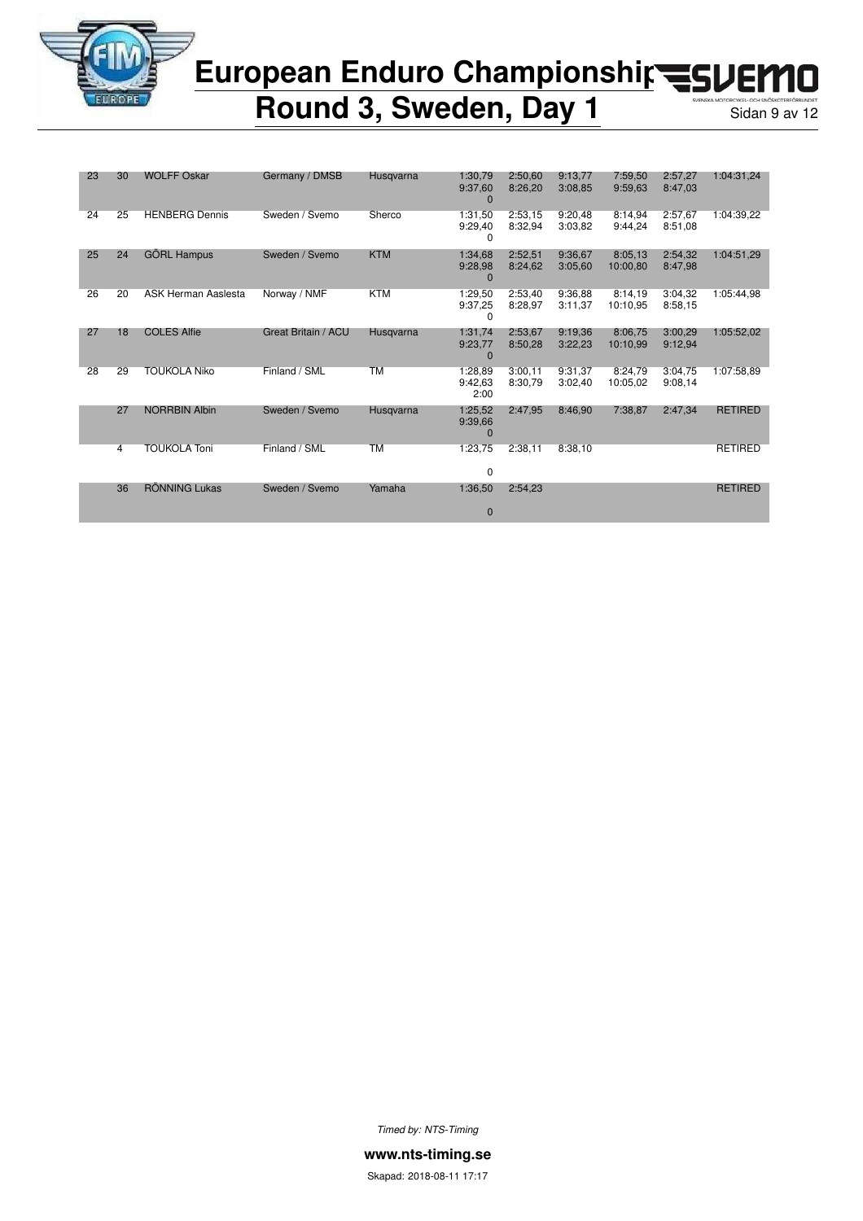# European Enduro Championship

# Round 3, Sweden, Day 1

| | | | | | | | | | | |
|---|---|---|---|---|---|---|---|---|---|---|
| 23 | 30 | WOLFF Oskar | Germany / DMSB | Husqvarna | 1:30,79<br>9:37,60<br>0 | 2:50,60<br>8:26,20 | 9:13,77<br>3:08,85 | 7:59,50<br>9:59,63 | 2:57,27<br>8:47,03 | 1:04:31,24 |
| 24 | 25 | HENBERG Dennis | Sweden / Svemo | Sherco | 1:31,50<br>9:29,40<br>0 | 2:53,15<br>8:32,94 | 9:20,48<br>3:03,82 | 8:14,94<br>9:44,24 | 2:57,67<br>8:51,08 | 1:04:39,22 |
| 25 | 24 | GÖRL Hampus | Sweden / Svemo | KTM | 1:34,68<br>9:28,98<br>0 | 2:52,51<br>8:24,62 | 9:36,67<br>3:05,60 | 8:05,13<br>10:00,80 | 2:54,32<br>8:47,98 | 1:04:51,29 |
| 26 | 20 | ASK Herman Aaslesta | Norway / NMF | KTM | 1:29,50<br>9:37,25<br>0 | 2:53,40<br>8:28,97 | 9:36,88<br>3:11,37 | 8:14,19<br>10:10,95 | 3:04,32<br>8:58,15 | 1:05:44,98 |
| 27 | 18 | COLES Alfie | Great Britain / ACU | Husqvarna | 1:31,74<br>9:23,77<br>0 | 2:53,67<br>8:50,28 | 9:19,36<br>3:22,23 | 8:06,75<br>10:10,99 | 3:00,29<br>9:12,94 | 1:05:52,02 |
| 28 | 29 | TOUKOLA Niko | Finland / SML | TM | 1:28,89<br>9:42,63<br>2:00 | 3:00,11<br>8:30,79 | 9:31,37<br>3:02,40 | 8:24,79<br>10:05,02 | 3:04,75<br>9:08,14 | 1:07:58,89 |
| | 27 | NORRBIN Albin | Sweden / Svemo | Husqvarna | 1:25,52<br>9:39,66<br>0 | 2:47,95 | 8:46,90 | 7:38,87 | 2:47,34 | RETIRED |
| | 4 | TOUKOLA Toni | Finland / SML | TM | 1:23,75<br><br>0 | 2:38,11 | 8:38,10 | | | RETIRED |
| | 36 | RÖNNING Lukas | Sweden / Svemo | Yamaha | 1:36,50<br><br>0 | 2:54,23 | | | | RETIRED |

*Timed by: NTS-Timing*

**www.nts-timing.se**

Skapad: 2018-08-11 17:17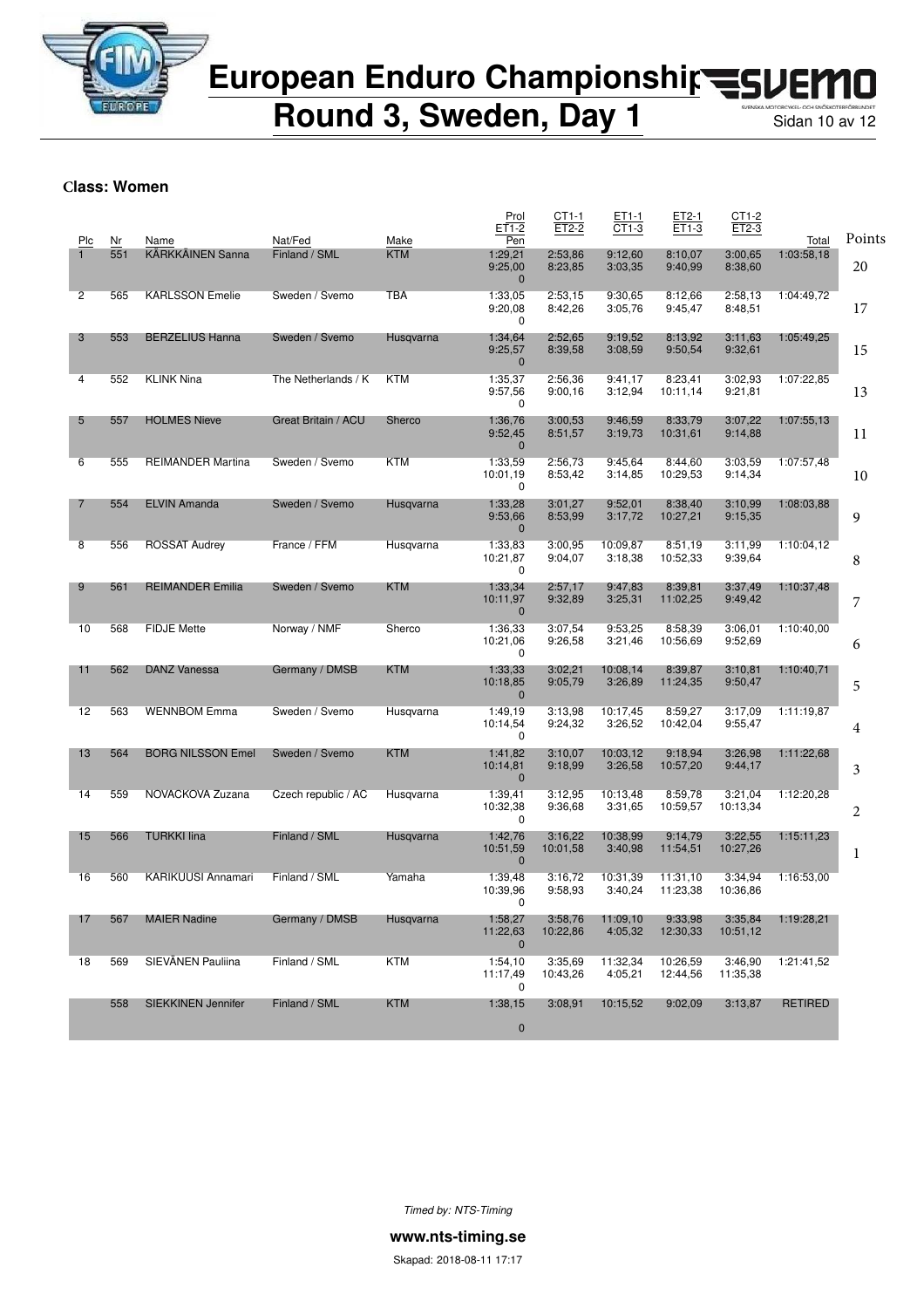# European Enduro Championship

## Round 3, Sweden, Day 1

**Class: Women**

| Plc | Nr | Name | Nat/Fed | Make | Prol / ET1-2 / Pen | CT1-1 / ET2-2 | ET1-1 / CT1-3 | ET2-1 / ET1-3 | CT1-2 / ET2-3 | Total | Points |
|---|---|---|---|---|---|---|---|---|---|---|---|
| 1 | 551 | KÄRKKÄINEN Sanna | Finland / SML | KTM | 1:29,21 / 9:25,00 / 0 | 2:53,86 / 8:23,85 | 9:12,60 / 3:03,35 | 8:10,07 / 9:40,99 | 3:00,65 / 8:38,60 | 1:03:58,18 | 20 |
| 2 | 565 | KARLSSON Emelie | Sweden / Svemo | TBA | 1:33,05 / 9:20,08 / 0 | 2:53,15 / 8:42,26 | 9:30,65 / 3:05,76 | 8:12,66 / 9:45,47 | 2:58,13 / 8:48,51 | 1:04:49,72 | 17 |
| 3 | 553 | BERZELIUS Hanna | Sweden / Svemo | Husqvarna | 1:34,64 / 9:25,57 / 0 | 2:52,65 / 8:39,58 | 9:19,52 / 3:08,59 | 8:13,92 / 9:50,54 | 3:11,63 / 9:32,61 | 1:05:49,25 | 15 |
| 4 | 552 | KLINK Nina | The Netherlands / K | KTM | 1:35,37 / 9:57,56 / 0 | 2:56,36 / 9:00,16 | 9:41,17 / 3:12,94 | 8:23,41 / 10:11,14 | 3:02,93 / 9:21,81 | 1:07:22,85 | 13 |
| 5 | 557 | HOLMES Nieve | Great Britain / ACU | Sherco | 1:36,76 / 9:52,45 / 0 | 3:00,53 / 8:51,57 | 9:46,59 / 3:19,73 | 8:33,79 / 10:31,61 | 3:07,22 / 9:14,88 | 1:07:55,13 | 11 |
| 6 | 555 | REIMANDER Martina | Sweden / Svemo | KTM | 1:33,59 / 10:01,19 / 0 | 2:56,73 / 8:53,42 | 9:45,64 / 3:14,85 | 8:44,60 / 10:29,53 | 3:03,59 / 9:14,34 | 1:07:57,48 | 10 |
| 7 | 554 | ELVIN Amanda | Sweden / Svemo | Husqvarna | 1:33,28 / 9:53,66 / 0 | 3:01,27 / 8:53,99 | 9:52,01 / 3:17,72 | 8:38,40 / 10:27,21 | 3:10,99 / 9:15,35 | 1:08:03,88 | 9 |
| 8 | 556 | ROSSAT Audrey | France / FFM | Husqvarna | 1:33,83 / 10:21,87 / 0 | 3:00,95 / 9:04,07 | 10:09,87 / 3:18,38 | 8:51,19 / 10:52,33 | 3:11,99 / 9:39,64 | 1:10:04,12 | 8 |
| 9 | 561 | REIMANDER Emilia | Sweden / Svemo | KTM | 1:33,34 / 10:11,97 / 0 | 2:57,17 / 9:32,89 | 9:47,83 / 3:25,31 | 8:39,81 / 11:02,25 | 3:37,49 / 9:49,42 | 1:10:37,48 | 7 |
| 10 | 568 | FIDJE Mette | Norway / NMF | Sherco | 1:36,33 / 10:21,06 / 0 | 3:07,54 / 9:26,58 | 9:53,25 / 3:21,46 | 8:58,39 / 10:56,69 | 3:06,01 / 9:52,69 | 1:10:40,00 | 6 |
| 11 | 562 | DANZ Vanessa | Germany / DMSB | KTM | 1:33,33 / 10:18,85 / 0 | 3:02,21 / 9:05,79 | 10:08,14 / 3:26,89 | 8:39,87 / 11:24,35 | 3:10,81 / 9:50,47 | 1:10:40,71 | 5 |
| 12 | 563 | WENNBOM Emma | Sweden / Svemo | Husqvarna | 1:49,19 / 10:14,54 / 0 | 3:13,98 / 9:24,32 | 10:17,45 / 3:26,52 | 8:59,27 / 10:42,04 | 3:17,09 / 9:55,47 | 1:11:19,87 | 4 |
| 13 | 564 | BORG NILSSON Emel | Sweden / Svemo | KTM | 1:41,82 / 10:14,81 / 0 | 3:10,07 / 9:18,99 | 10:03,12 / 3:26,58 | 9:18,94 / 10:57,20 | 3:26,98 / 9:44,17 | 1:11:22,68 | 3 |
| 14 | 559 | NOVACKOVA Zuzana | Czech republic / AC | Husqvarna | 1:39,41 / 10:32,38 / 0 | 3:12,95 / 9:36,68 | 10:13,48 / 3:31,65 | 8:59,78 / 10:59,57 | 3:21,04 / 10:13,34 | 1:12:20,28 | 2 |
| 15 | 566 | TURKKI Iina | Finland / SML | Husqvarna | 1:42,76 / 10:51,59 / 0 | 3:16,22 / 10:01,58 | 10:38,99 / 3:40,98 | 9:14,79 / 11:54,51 | 3:22,55 / 10:27,26 | 1:15:11,23 | 1 |
| 16 | 560 | KARIKUUSI Annamari | Finland / SML | Yamaha | 1:39,48 / 10:39,96 / 0 | 3:16,72 / 9:58,93 | 10:31,39 / 3:40,24 | 11:31,10 / 11:23,38 | 3:34,94 / 10:36,86 | 1:16:53,00 | |
| 17 | 567 | MAIER Nadine | Germany / DMSB | Husqvarna | 1:58,27 / 11:22,63 / 0 | 3:58,76 / 10:22,86 | 11:09,10 / 4:05,32 | 9:33,98 / 12:30,33 | 3:35,84 / 10:51,12 | 1:19:28,21 | |
| 18 | 569 | SIEVÄNEN Pauliina | Finland / SML | KTM | 1:54,10 / 11:17,49 / 0 | 3:35,69 / 10:43,26 | 11:32,34 / 4:05,21 | 10:26,59 / 12:44,56 | 3:46,90 / 11:35,38 | 1:21:41,52 | |
| | 558 | SIEKKINEN Jennifer | Finland / SML | KTM | 1:38,15 / 0 | 3:08,91 | 10:15,52 | 9:02,09 | 3:13,87 | RETIRED | |

*Timed by: NTS-Timing*

**www.nts-timing.se**

Skapad: 2018-08-11 17:17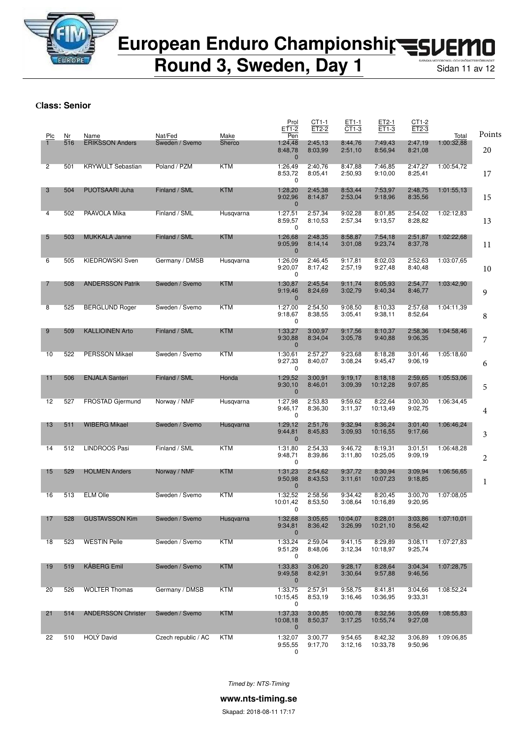# European Enduro Championship

## Round 3, Sweden, Day 1

**Class: Senior**

| Plc | Nr | Name | Nat/Fed | Make | Prol / ET1-2 / Pen | CT1-1 / ET2-2 | ET1-1 / CT1-3 | ET2-1 / ET1-3 | CT1-2 / ET2-3 | Total | Points |
|---|---|---|---|---|---|---|---|---|---|---|---|
| 1 | 516 | ERIKSSON Anders | Sweden / Svemo | Sherco | 1:24,48 / 8:48,78 / 0 | 2:45,13 / 8:03,99 | 8:44,76 / 2:51,10 | 7:49,43 / 8:56,94 | 2:47,19 / 8:21,08 | 1:00:32,88 | 20 |
| 2 | 501 | KRYWULT Sebastian | Poland / PZM | KTM | 1:26,49 / 8:53,72 / 0 | 2:40,76 / 8:05,41 | 8:47,88 / 2:50,93 | 7:46,85 / 9:10,00 | 2:47,27 / 8:25,41 | 1:00:54,72 | 17 |
| 3 | 504 | PUOTSAARI Juha | Finland / SML | KTM | 1:28,20 / 9:02,96 / 0 | 2:45,38 / 8:14,87 | 8:53,44 / 2:53,04 | 7:53,97 / 9:18,96 | 2:48,75 / 8:35,56 | 1:01:55,13 | 15 |
| 4 | 502 | PAAVOLA Mika | Finland / SML | Husqvarna | 1:27,51 / 8:59,57 / 0 | 2:57,34 / 8:10,53 | 9:02,28 / 2:57,34 | 8:01,85 / 9:13,57 | 2:54,02 / 8:28,82 | 1:02:12,83 | 13 |
| 5 | 503 | MUKKALA Janne | Finland / SML | KTM | 1:26,68 / 9:05,99 / 0 | 2:48,35 / 8:14,14 | 8:58,87 / 3:01,08 | 7:54,18 / 9:23,74 | 2:51,87 / 8:37,78 | 1:02:22,68 | 11 |
| 6 | 505 | KIEDROWSKI Sven | Germany / DMSB | Husqvarna | 1:26,09 / 9:20,07 / 0 | 2:46,45 / 8:17,42 | 9:17,81 / 2:57,19 | 8:02,03 / 9:27,48 | 2:52,63 / 8:40,48 | 1:03:07,65 | 10 |
| 7 | 508 | ANDERSSON Patrik | Sweden / Svemo | KTM | 1:30,87 / 9:19,46 / 0 | 2:45,54 / 8:24,69 | 9:11,74 / 3:02,79 | 8:05,93 / 9:40,34 | 2:54,77 / 8:46,77 | 1:03:42,90 | 9 |
| 8 | 525 | BERGLUND Roger | Sweden / Svemo | KTM | 1:27,00 / 9:18,67 / 0 | 2:54,50 / 8:38,55 | 9:08,50 / 3:05,41 | 8:10,33 / 9:38,11 | 2:57,68 / 8:52,64 | 1:04:11,39 | 8 |
| 9 | 509 | KALLIOINEN Arto | Finland / SML | KTM | 1:33,27 / 9:30,88 / 0 | 3:00,97 / 8:34,04 | 9:17,56 / 3:05,78 | 8:10,37 / 9:40,88 | 2:58,36 / 9:06,35 | 1:04:58,46 | 7 |
| 10 | 522 | PERSSON Mikael | Sweden / Svemo | KTM | 1:30,61 / 9:27,33 / 0 | 2:57,27 / 8:40,07 | 9:23,68 / 3:08,24 | 8:18,28 / 9:45,47 | 3:01,46 / 9:06,19 | 1:05:18,60 | 6 |
| 11 | 506 | ENJALA Santeri | Finland / SML | Honda | 1:29,52 / 9:30,10 / 0 | 3:00,91 / 8:46,01 | 9:19,17 / 3:09,39 | 8:18,18 / 10:12,28 | 2:59,65 / 9:07,85 | 1:05:53,06 | 5 |
| 12 | 527 | FROSTAD Gjermund | Norway / NMF | Husqvarna | 1:27,98 / 9:46,17 / 0 | 2:53,83 / 8:36,30 | 9:59,62 / 3:11,37 | 8:22,64 / 10:13,49 | 3:00,30 / 9:02,75 | 1:06:34,45 | 4 |
| 13 | 511 | WIBERG Mikael | Sweden / Svemo | Husqvarna | 1:29,12 / 9:44,81 / 0 | 2:51,76 / 8:45,83 | 9:32,94 / 3:09,93 | 8:36,24 / 10:16,55 | 3:01,40 / 9:17,66 | 1:06:46,24 | 3 |
| 14 | 512 | LINDROOS Pasi | Finland / SML | KTM | 1:31,80 / 9:48,71 / 0 | 2:54,33 / 8:39,86 | 9:46,72 / 3:11,80 | 8:19,31 / 10:25,05 | 3:01,51 / 9:09,19 | 1:06:48,28 | 2 |
| 15 | 529 | HOLMEN Anders | Norway / NMF | KTM | 1:31,23 / 9:50,98 / 0 | 2:54,62 / 8:43,53 | 9:37,72 / 3:11,61 | 8:30,94 / 10:07,23 | 3:09,94 / 9:18,85 | 1:06:56,65 | 1 |
| 16 | 513 | ELM Olle | Sweden / Svemo | KTM | 1:32,52 / 10:01,42 / 0 | 2:58,56 / 8:53,50 | 9:34,42 / 3:08,64 | 8:20,45 / 10:16,89 | 3:00,70 / 9:20,95 | 1:07:08,05 | |
| 17 | 528 | GUSTAVSSON Kim | Sweden / Svemo | Husqvarna | 1:32,68 / 9:34,81 / 0 | 3:05,65 / 8:36,42 | 10:04,07 / 3:26,99 | 8:28,01 / 10:21,10 | 3:03,86 / 8:56,42 | 1:07:10,01 | |
| 18 | 523 | WESTIN Pelle | Sweden / Svemo | KTM | 1:33,24 / 9:51,29 / 0 | 2:59,04 / 8:48,06 | 9:41,15 / 3:12,34 | 8:29,89 / 10:18,97 | 3:08,11 / 9:25,74 | 1:07:27,83 | |
| 19 | 519 | KÅBERG Emil | Sweden / Svemo | KTM | 1:33,83 / 9:49,58 / 0 | 3:06,20 / 8:42,91 | 9:28,17 / 3:30,64 | 8:28,64 / 9:57,88 | 3:04,34 / 9:46,56 | 1:07:28,75 | |
| 20 | 526 | WOLTER Thomas | Germany / DMSB | KTM | 1:33,75 / 10:15,45 / 0 | 2:57,91 / 8:53,19 | 9:58,75 / 3:16,46 | 8:41,81 / 10:36,95 | 3:04,66 / 9:33,31 | 1:08:52,24 | |
| 21 | 514 | ANDERSSON Christer | Sweden / Svemo | KTM | 1:37,33 / 10:08,18 / 0 | 3:00,85 / 8:50,37 | 10:00,78 / 3:17,25 | 8:32,56 / 10:55,74 | 3:05,69 / 9:27,08 | 1:08:55,83 | |
| 22 | 510 | HOLÝ David | Czech republic / AC | KTM | 1:32,07 / 9:55,55 / 0 | 3:00,77 / 9:17,70 | 9:54,65 / 3:12,16 | 8:42,32 / 10:33,78 | 3:06,89 / 9:50,96 | 1:09:06,85 | |

*Timed by: NTS-Timing*

**www.nts-timing.se**

Skapad: 2018-08-11 17:17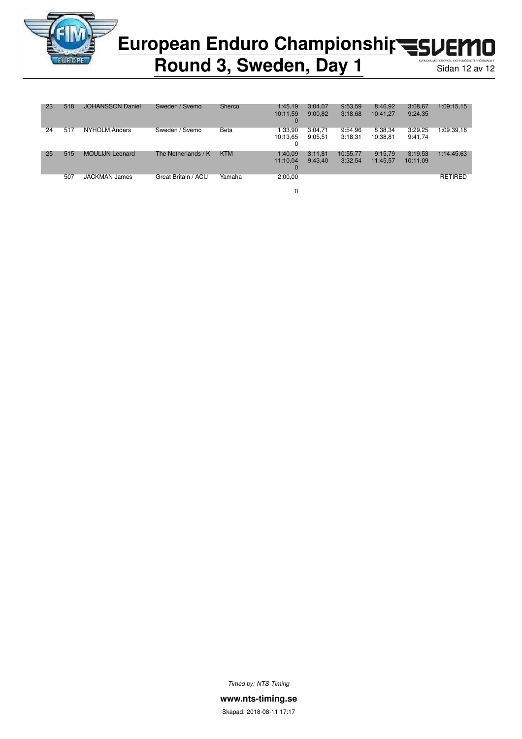# European Enduro Championship

## Round 3, Sweden, Day 1

| | | | | | | | | | | |
|---|---|---|---|---|---|---|---|---|---|---|
| 23 | 518 | JOHANSSON Daniel | Sweden / Svemo | Sherco | 1:45,19<br>10:11,59<br>0 | 3:04,07<br>9:00,82 | 9:53,59<br>3:18,68 | 8:46,92<br>10:41,27 | 3:08,67<br>9:24,35 | 1:09:15,15 |
| 24 | 517 | NYHOLM Anders | Sweden / Svemo | Beta | 1:33,90<br>10:13,65<br>0 | 3:04,71<br>9:05,51 | 9:54,96<br>3:18,31 | 8:38,34<br>10:38,81 | 3:29,25<br>9:41,74 | 1:09:39,18 |
| 25 | 515 | MOULIJN Leonard | The Netherlands / K | KTM | 1:40,09<br>11:10,04<br>0 | 3:11,81<br>9:43,40 | 10:55,77<br>3:32,54 | 9:15,79<br>11:45,57 | 3:19,53<br>10:11,09 | 1:14:45,63 |
| | 507 | JACKMAN James | Great Britain / ACU | Yamaha | 2:00,00<br><br>0 | | | | | RETIRED |

*Timed by: NTS-Timing*

**www.nts-timing.se**

Skapad: 2018-08-11 17:17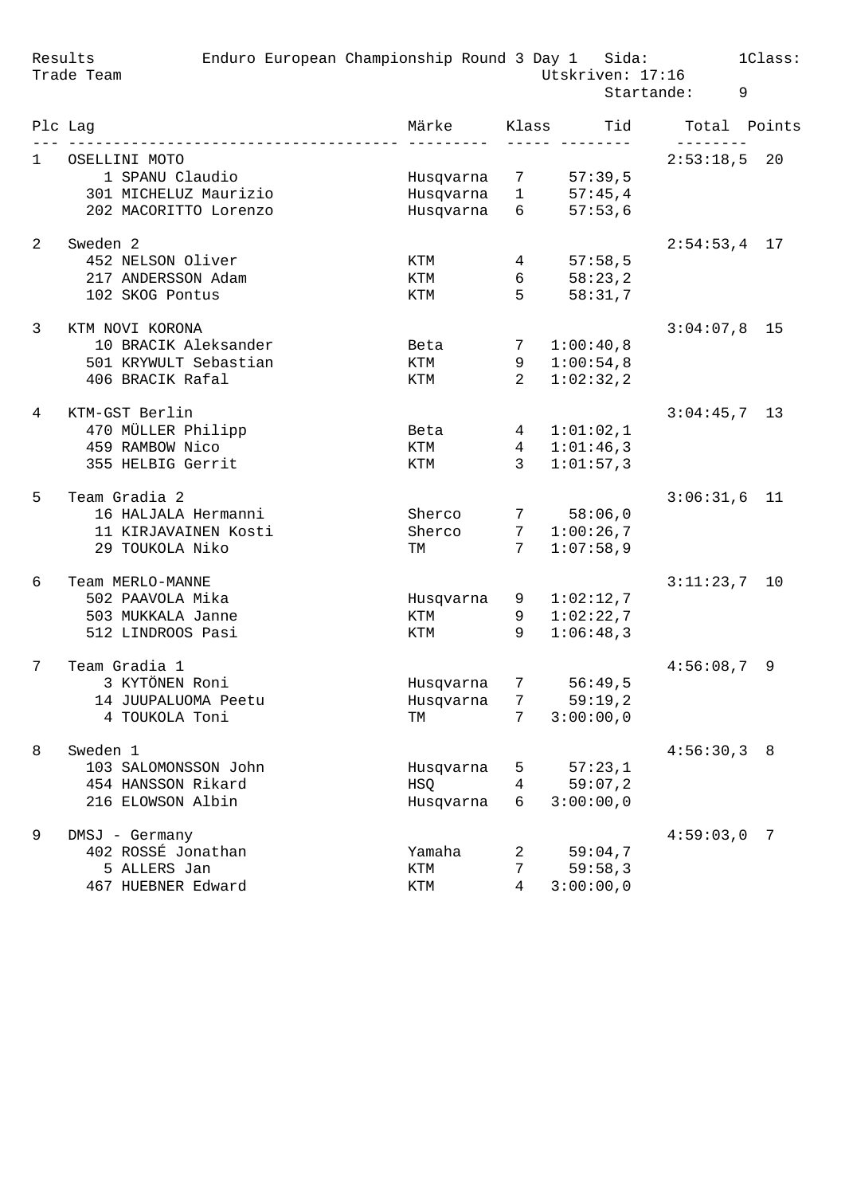Results Enduro European Championship Round 3 Day 1 Sida: 1Class:
Trade Team Utskriven: 17:16
Startande: 9

| Plc | Lag | Märke | Klass | Tid | Total | Points |
| --- | --- | --- | --- | --- | --- | --- |
| 1 | OSELLINI MOTO | | | | 2:53:18,5 | 20 |
| | 1 SPANU Claudio | Husqvarna | 7 | 57:39,5 | | |
| | 301 MICHELUZ Maurizio | Husqvarna | 1 | 57:45,4 | | |
| | 202 MACORITTO Lorenzo | Husqvarna | 6 | 57:53,6 | | |
| 2 | Sweden 2 | | | | 2:54:53,4 | 17 |
| | 452 NELSON Oliver | KTM | 4 | 57:58,5 | | |
| | 217 ANDERSSON Adam | KTM | 6 | 58:23,2 | | |
| | 102 SKOG Pontus | KTM | 5 | 58:31,7 | | |
| 3 | KTM NOVI KORONA | | | | 3:04:07,8 | 15 |
| | 10 BRACIK Aleksander | Beta | 7 | 1:00:40,8 | | |
| | 501 KRYWULT Sebastian | KTM | 9 | 1:00:54,8 | | |
| | 406 BRACIK Rafal | KTM | 2 | 1:02:32,2 | | |
| 4 | KTM-GST Berlin | | | | 3:04:45,7 | 13 |
| | 470 MÜLLER Philipp | Beta | 4 | 1:01:02,1 | | |
| | 459 RAMBOW Nico | KTM | 4 | 1:01:46,3 | | |
| | 355 HELBIG Gerrit | KTM | 3 | 1:01:57,3 | | |
| 5 | Team Gradia 2 | | | | 3:06:31,6 | 11 |
| | 16 HALJALA Hermanni | Sherco | 7 | 58:06,0 | | |
| | 11 KIRJAVAINEN Kosti | Sherco | 7 | 1:00:26,7 | | |
| | 29 TOUKOLA Niko | TM | 7 | 1:07:58,9 | | |
| 6 | Team MERLO-MANNE | | | | 3:11:23,7 | 10 |
| | 502 PAAVOLA Mika | Husqvarna | 9 | 1:02:12,7 | | |
| | 503 MUKKALA Janne | KTM | 9 | 1:02:22,7 | | |
| | 512 LINDROOS Pasi | KTM | 9 | 1:06:48,3 | | |
| 7 | Team Gradia 1 | | | | 4:56:08,7 | 9 |
| | 3 KYTÖNEN Roni | Husqvarna | 7 | 56:49,5 | | |
| | 14 JUUPALUOMA Peetu | Husqvarna | 7 | 59:19,2 | | |
| | 4 TOUKOLA Toni | TM | 7 | 3:00:00,0 | | |
| 8 | Sweden 1 | | | | 4:56:30,3 | 8 |
| | 103 SALOMONSSON John | Husqvarna | 5 | 57:23,1 | | |
| | 454 HANSSON Rikard | HSQ | 4 | 59:07,2 | | |
| | 216 ELOWSON Albin | Husqvarna | 6 | 3:00:00,0 | | |
| 9 | DMSJ - Germany | | | | 4:59:03,0 | 7 |
| | 402 ROSSÉ Jonathan | Yamaha | 2 | 59:04,7 | | |
| | 5 ALLERS Jan | KTM | 7 | 59:58,3 | | |
| | 467 HUEBNER Edward | KTM | 4 | 3:00:00,0 | | |